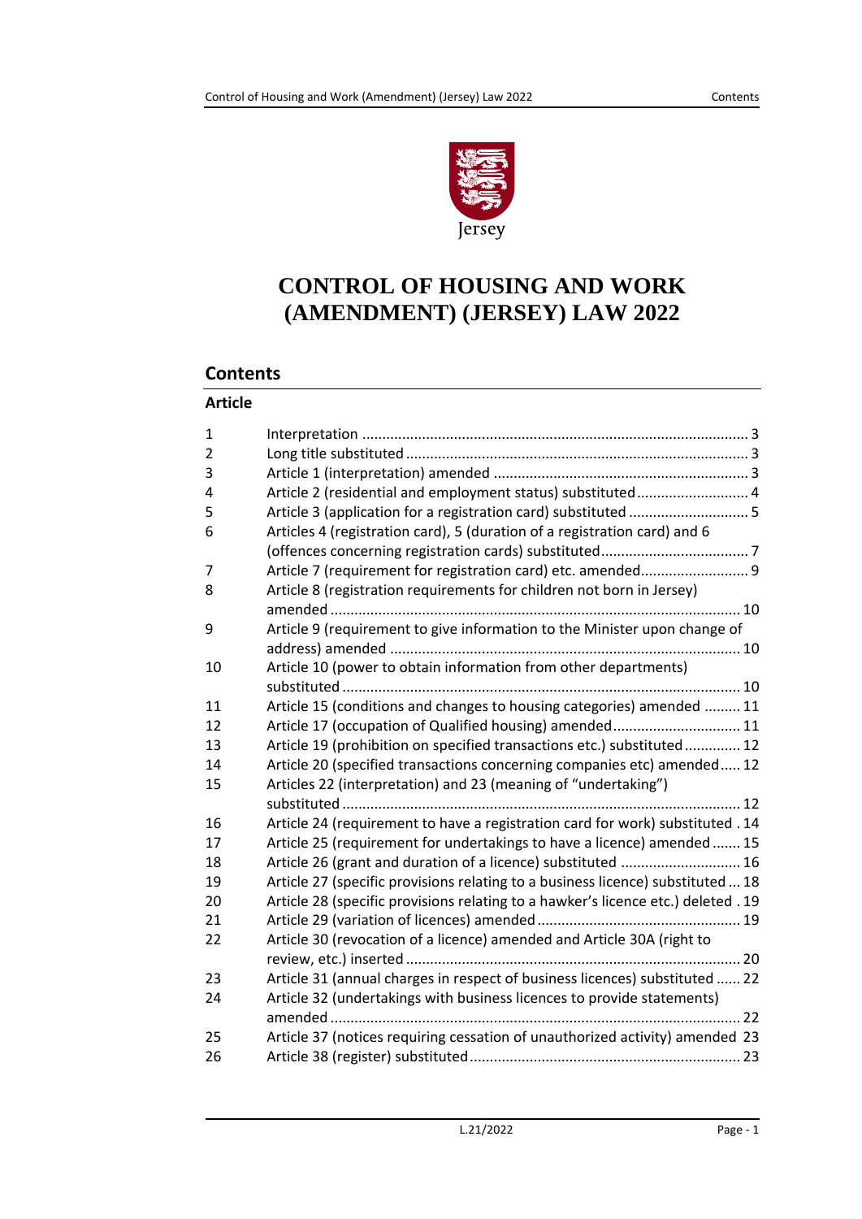Jersey

# CONTROL OF HOUSING AND WORK (AMENDMENT) (JERSEY) LAW 2022

## Contents

### Article

| | | |
|---|---|---|
| 1 | Interpretation | 3 |
| 2 | Long title substituted | 3 |
| 3 | Article 1 (interpretation) amended | 3 |
| 4 | Article 2 (residential and employment status) substituted | 4 |
| 5 | Article 3 (application for a registration card) substituted | 5 |
| 6 | Articles 4 (registration card), 5 (duration of a registration card) and 6 (offences concerning registration cards) substituted | 7 |
| 7 | Article 7 (requirement for registration card) etc. amended | 9 |
| 8 | Article 8 (registration requirements for children not born in Jersey) amended | 10 |
| 9 | Article 9 (requirement to give information to the Minister upon change of address) amended | 10 |
| 10 | Article 10 (power to obtain information from other departments) substituted | 10 |
| 11 | Article 15 (conditions and changes to housing categories) amended | 11 |
| 12 | Article 17 (occupation of Qualified housing) amended | 11 |
| 13 | Article 19 (prohibition on specified transactions etc.) substituted | 12 |
| 14 | Article 20 (specified transactions concerning companies etc) amended | 12 |
| 15 | Articles 22 (interpretation) and 23 (meaning of "undertaking") substituted | 12 |
| 16 | Article 24 (requirement to have a registration card for work) substituted | 14 |
| 17 | Article 25 (requirement for undertakings to have a licence) amended | 15 |
| 18 | Article 26 (grant and duration of a licence) substituted | 16 |
| 19 | Article 27 (specific provisions relating to a business licence) substituted | 18 |
| 20 | Article 28 (specific provisions relating to a hawker's licence etc.) deleted | 19 |
| 21 | Article 29 (variation of licences) amended | 19 |
| 22 | Article 30 (revocation of a licence) amended and Article 30A (right to review, etc.) inserted | 20 |
| 23 | Article 31 (annual charges in respect of business licences) substituted | 22 |
| 24 | Article 32 (undertakings with business licences to provide statements) amended | 22 |
| 25 | Article 37 (notices requiring cessation of unauthorized activity) amended | 23 |
| 26 | Article 38 (register) substituted | 23 |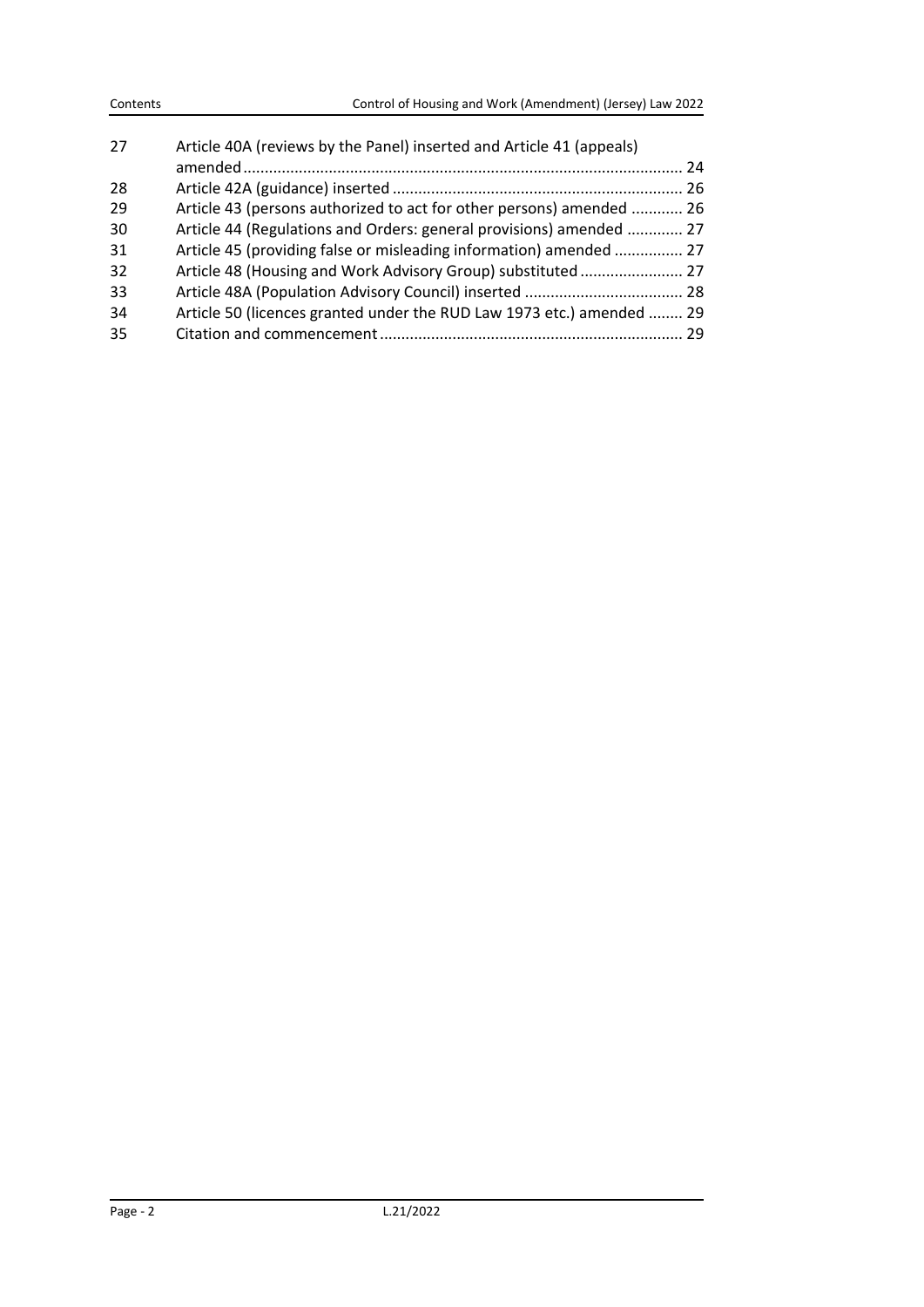| | | |
|---|---|---|
| 27 | Article 40A (reviews by the Panel) inserted and Article 41 (appeals) amended | 24 |
| 28 | Article 42A (guidance) inserted | 26 |
| 29 | Article 43 (persons authorized to act for other persons) amended | 26 |
| 30 | Article 44 (Regulations and Orders: general provisions) amended | 27 |
| 31 | Article 45 (providing false or misleading information) amended | 27 |
| 32 | Article 48 (Housing and Work Advisory Group) substituted | 27 |
| 33 | Article 48A (Population Advisory Council) inserted | 28 |
| 34 | Article 50 (licences granted under the RUD Law 1973 etc.) amended | 29 |
| 35 | Citation and commencement | 29 |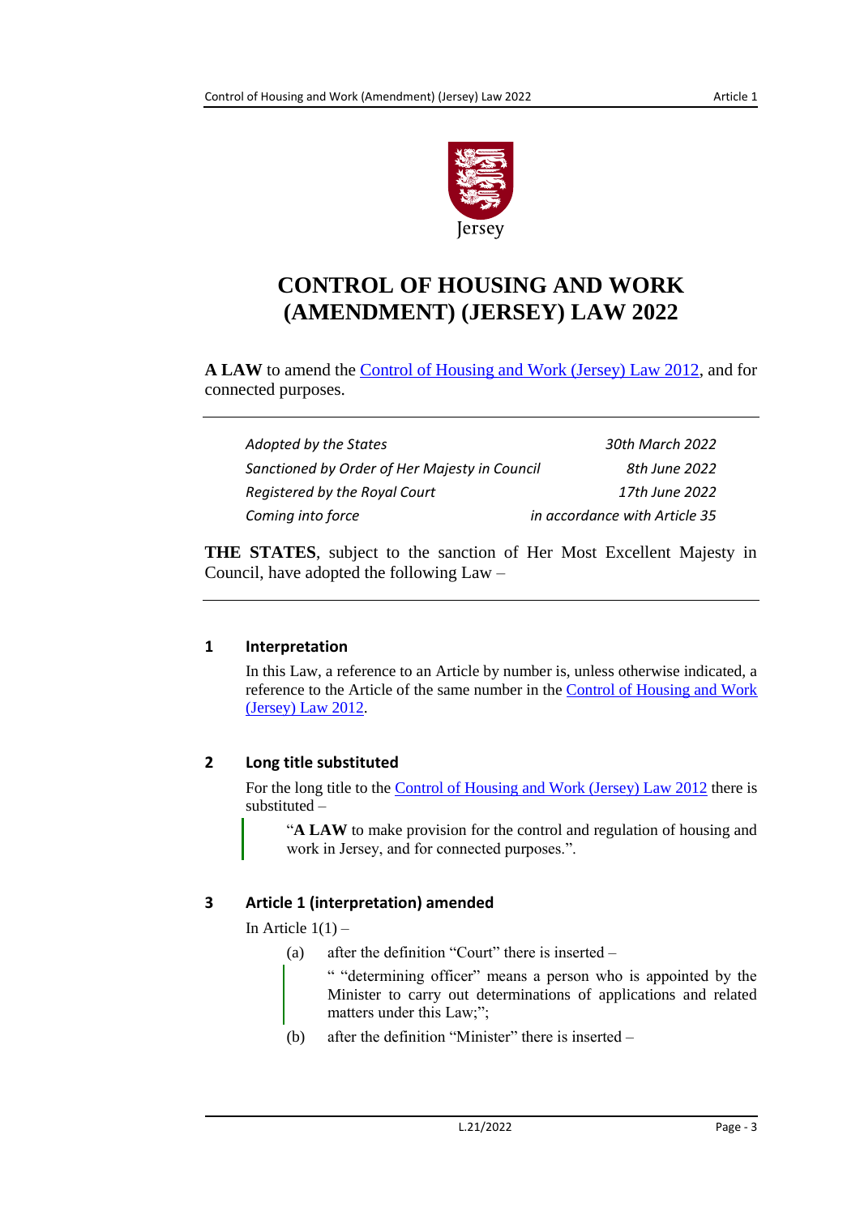# CONTROL OF HOUSING AND WORK (AMENDMENT) (JERSEY) LAW 2022

**A LAW** to amend the Control of Housing and Work (Jersey) Law 2012, and for connected purposes.

| | |
|---|---|
| *Adopted by the States* | *30th March 2022* |
| *Sanctioned by Order of Her Majesty in Council* | *8th June 2022* |
| *Registered by the Royal Court* | *17th June 2022* |
| *Coming into force* | *in accordance with Article 35* |

**THE STATES**, subject to the sanction of Her Most Excellent Majesty in Council, have adopted the following Law –

## 1 Interpretation

In this Law, a reference to an Article by number is, unless otherwise indicated, a reference to the Article of the same number in the Control of Housing and Work (Jersey) Law 2012.

## 2 Long title substituted

For the long title to the Control of Housing and Work (Jersey) Law 2012 there is substituted –

> "**A LAW** to make provision for the control and regulation of housing and work in Jersey, and for connected purposes.".

## 3 Article 1 (interpretation) amended

In Article 1(1) –

(a) after the definition "Court" there is inserted –

> " "determining officer" means a person who is appointed by the Minister to carry out determinations of applications and related matters under this Law;";

(b) after the definition "Minister" there is inserted –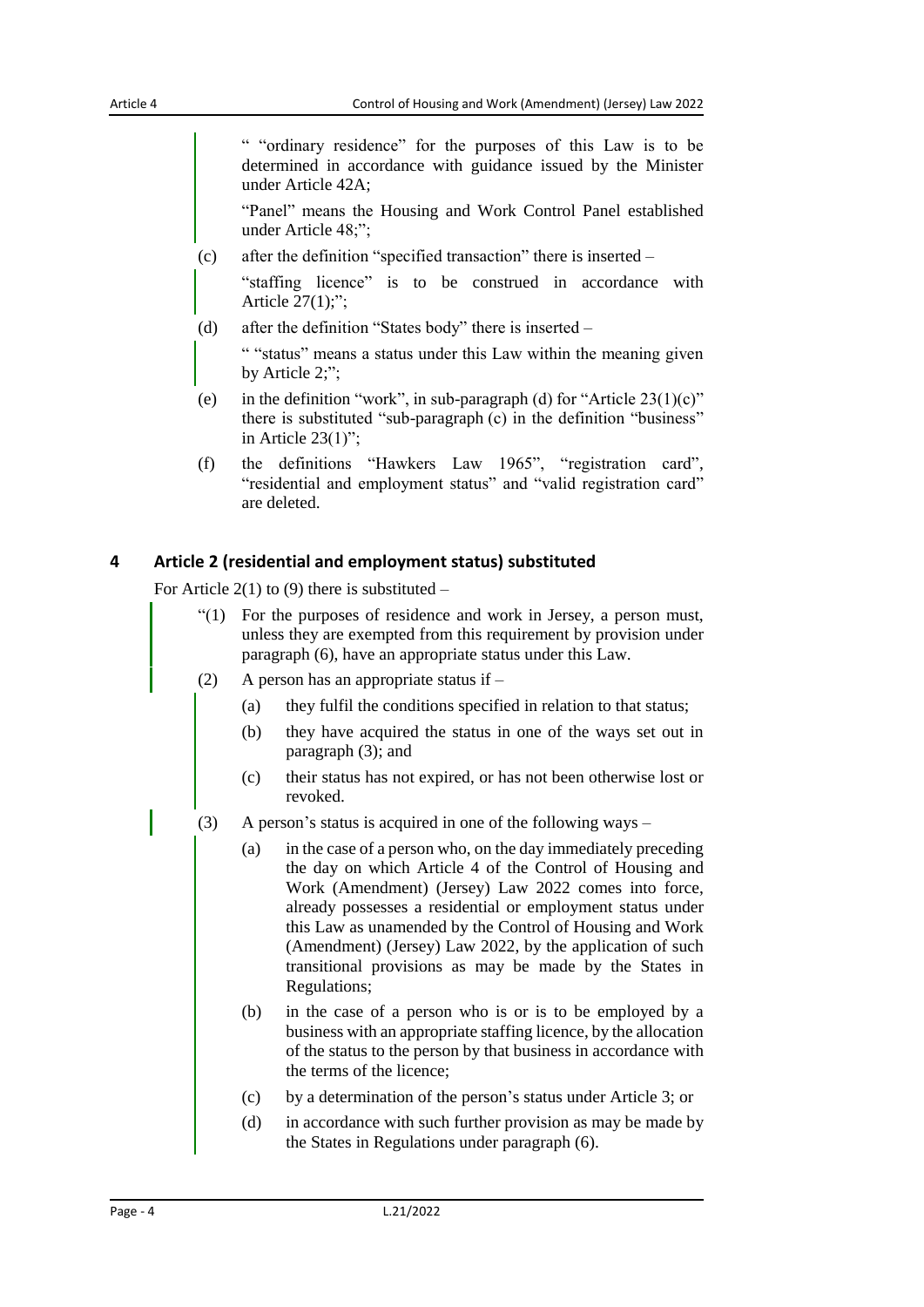" "ordinary residence" for the purposes of this Law is to be determined in accordance with guidance issued by the Minister under Article 42A;

"Panel" means the Housing and Work Control Panel established under Article 48;";

(c) after the definition "specified transaction" there is inserted –

"staffing licence" is to be construed in accordance with Article 27(1);";

(d) after the definition "States body" there is inserted –

" "status" means a status under this Law within the meaning given by Article 2;";

(e) in the definition "work", in sub-paragraph (d) for "Article 23(1)(c)" there is substituted "sub-paragraph (c) in the definition "business" in Article 23(1)";

(f) the definitions "Hawkers Law 1965", "registration card", "residential and employment status" and "valid registration card" are deleted.

## 4 Article 2 (residential and employment status) substituted

For Article 2(1) to (9) there is substituted –

"(1) For the purposes of residence and work in Jersey, a person must, unless they are exempted from this requirement by provision under paragraph (6), have an appropriate status under this Law.

(2) A person has an appropriate status if –

(a) they fulfil the conditions specified in relation to that status;

(b) they have acquired the status in one of the ways set out in paragraph (3); and

(c) their status has not expired, or has not been otherwise lost or revoked.

(3) A person's status is acquired in one of the following ways –

(a) in the case of a person who, on the day immediately preceding the day on which Article 4 of the Control of Housing and Work (Amendment) (Jersey) Law 2022 comes into force, already possesses a residential or employment status under this Law as unamended by the Control of Housing and Work (Amendment) (Jersey) Law 2022, by the application of such transitional provisions as may be made by the States in Regulations;

(b) in the case of a person who is or is to be employed by a business with an appropriate staffing licence, by the allocation of the status to the person by that business in accordance with the terms of the licence;

(c) by a determination of the person's status under Article 3; or

(d) in accordance with such further provision as may be made by the States in Regulations under paragraph (6).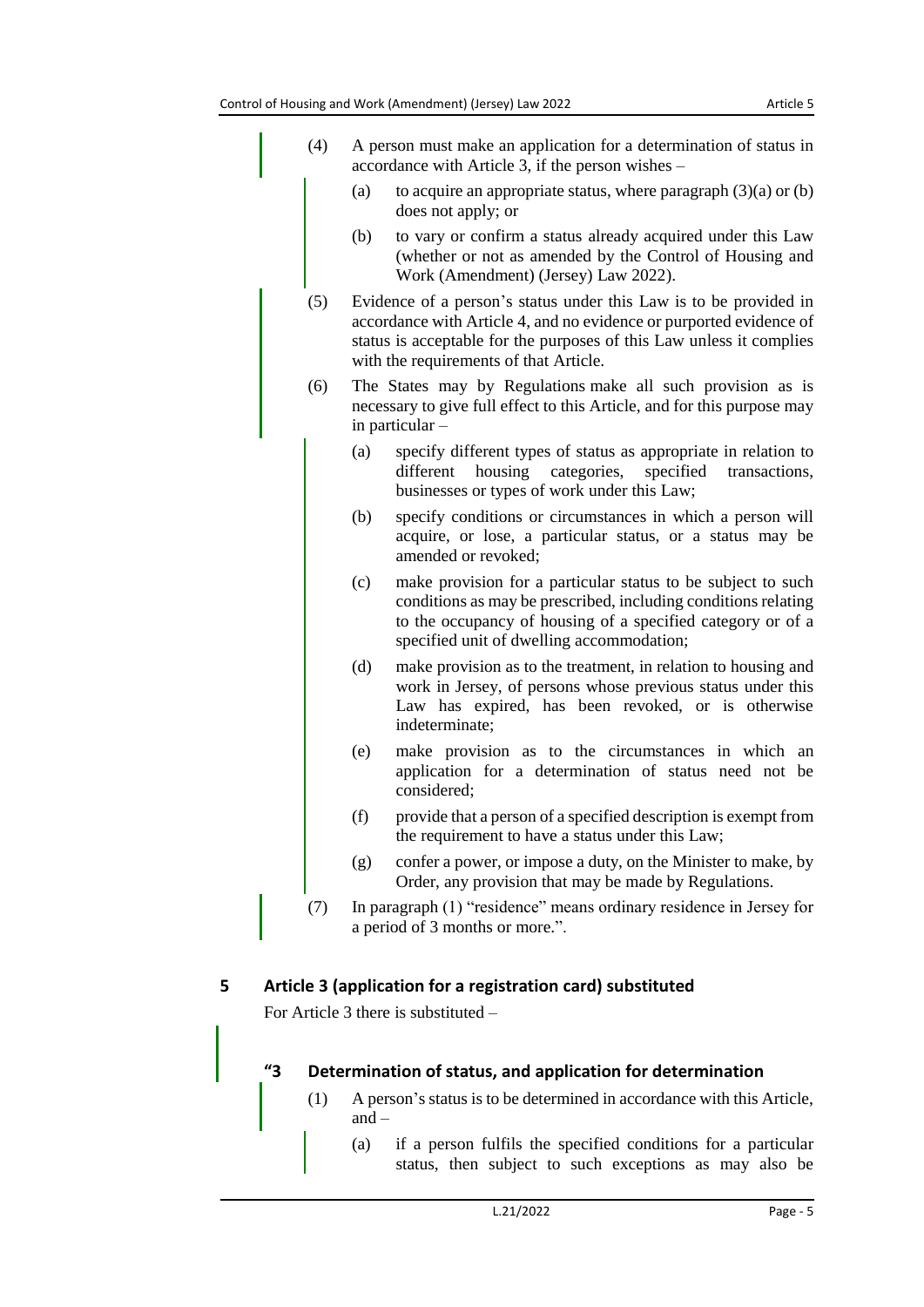(4) A person must make an application for a determination of status in accordance with Article 3, if the person wishes –

(a) to acquire an appropriate status, where paragraph (3)(a) or (b) does not apply; or

(b) to vary or confirm a status already acquired under this Law (whether or not as amended by the Control of Housing and Work (Amendment) (Jersey) Law 2022).

(5) Evidence of a person's status under this Law is to be provided in accordance with Article 4, and no evidence or purported evidence of status is acceptable for the purposes of this Law unless it complies with the requirements of that Article.

(6) The States may by Regulations make all such provision as is necessary to give full effect to this Article, and for this purpose may in particular –

(a) specify different types of status as appropriate in relation to different housing categories, specified transactions, businesses or types of work under this Law;

(b) specify conditions or circumstances in which a person will acquire, or lose, a particular status, or a status may be amended or revoked;

(c) make provision for a particular status to be subject to such conditions as may be prescribed, including conditions relating to the occupancy of housing of a specified category or of a specified unit of dwelling accommodation;

(d) make provision as to the treatment, in relation to housing and work in Jersey, of persons whose previous status under this Law has expired, has been revoked, or is otherwise indeterminate;

(e) make provision as to the circumstances in which an application for a determination of status need not be considered;

(f) provide that a person of a specified description is exempt from the requirement to have a status under this Law;

(g) confer a power, or impose a duty, on the Minister to make, by Order, any provision that may be made by Regulations.

(7) In paragraph (1) "residence" means ordinary residence in Jersey for a period of 3 months or more.".

## 5 Article 3 (application for a registration card) substituted

For Article 3 there is substituted –

### "3 Determination of status, and application for determination

(1) A person's status is to be determined in accordance with this Article, and –

(a) if a person fulfils the specified conditions for a particular status, then subject to such exceptions as may also be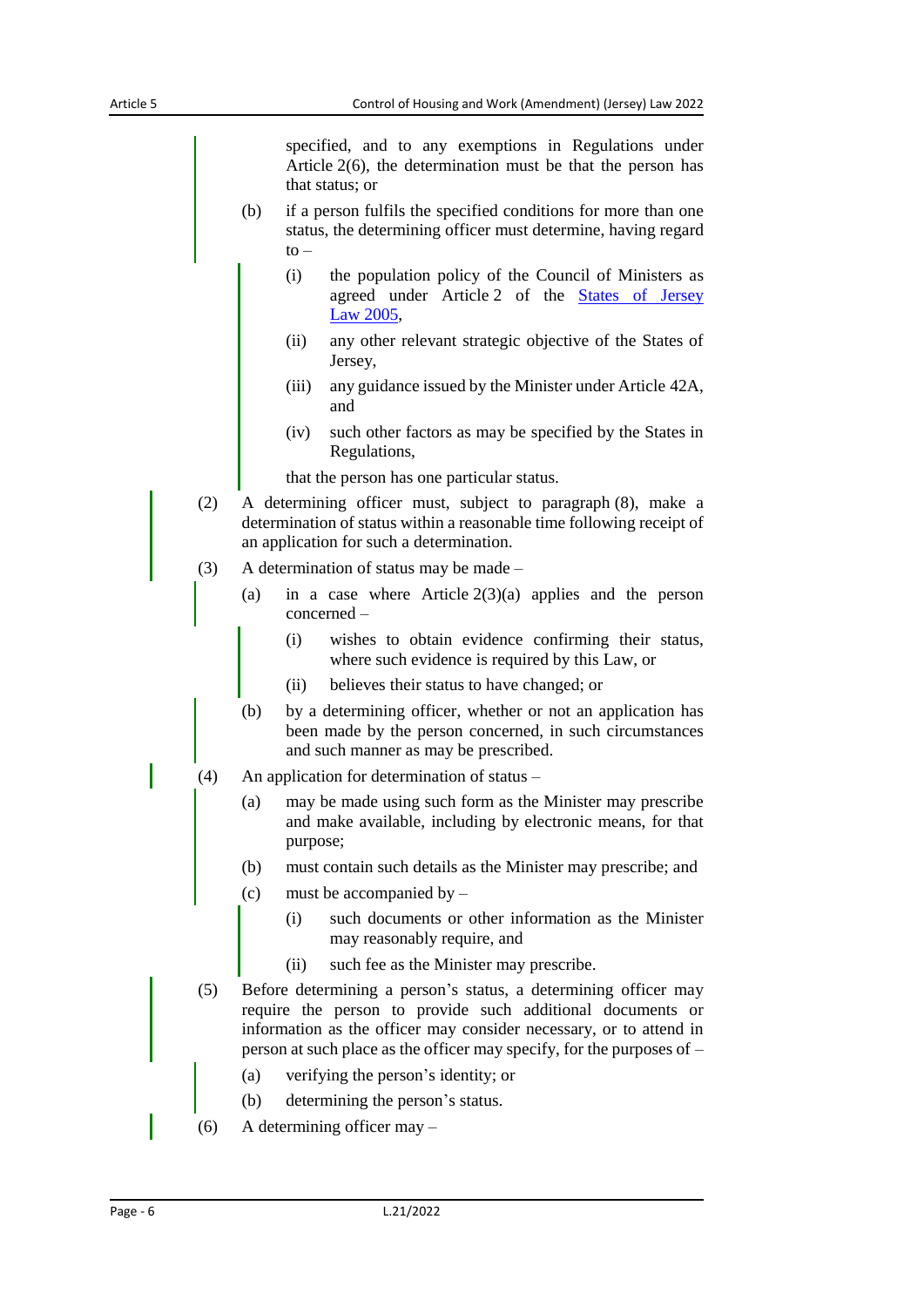specified, and to any exemptions in Regulations under Article 2(6), the determination must be that the person has that status; or

(b) if a person fulfils the specified conditions for more than one status, the determining officer must determine, having regard to –

(i) the population policy of the Council of Ministers as agreed under Article 2 of the States of Jersey Law 2005,

(ii) any other relevant strategic objective of the States of Jersey,

(iii) any guidance issued by the Minister under Article 42A, and

(iv) such other factors as may be specified by the States in Regulations,

that the person has one particular status.

(2) A determining officer must, subject to paragraph (8), make a determination of status within a reasonable time following receipt of an application for such a determination.

(3) A determination of status may be made –

(a) in a case where Article 2(3)(a) applies and the person concerned –

(i) wishes to obtain evidence confirming their status, where such evidence is required by this Law, or

(ii) believes their status to have changed; or

(b) by a determining officer, whether or not an application has been made by the person concerned, in such circumstances and such manner as may be prescribed.

(4) An application for determination of status –

(a) may be made using such form as the Minister may prescribe and make available, including by electronic means, for that purpose;

(b) must contain such details as the Minister may prescribe; and

(c) must be accompanied by –

(i) such documents or other information as the Minister may reasonably require, and

(ii) such fee as the Minister may prescribe.

(5) Before determining a person's status, a determining officer may require the person to provide such additional documents or information as the officer may consider necessary, or to attend in person at such place as the officer may specify, for the purposes of –

(a) verifying the person's identity; or

(b) determining the person's status.

(6) A determining officer may –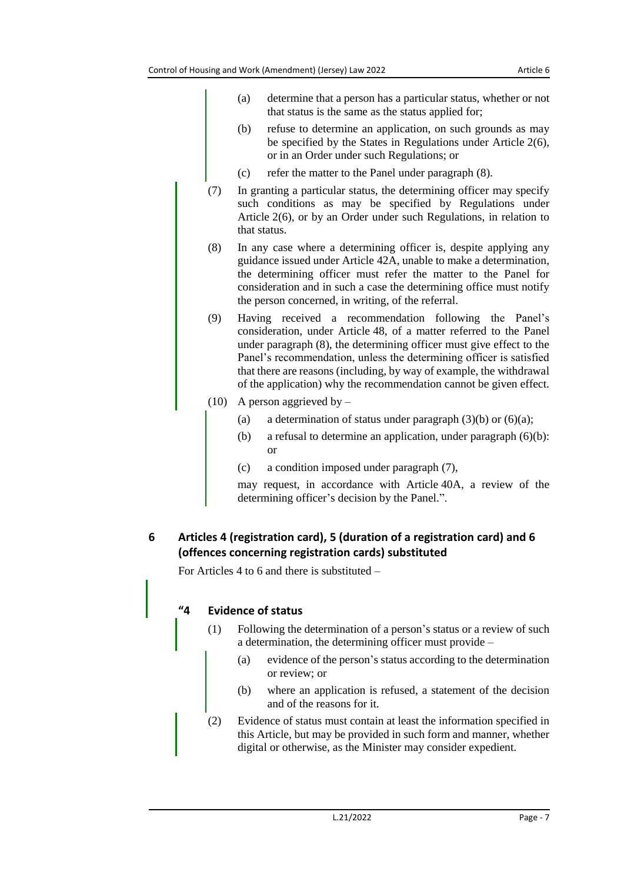(a) determine that a person has a particular status, whether or not that status is the same as the status applied for;

(b) refuse to determine an application, on such grounds as may be specified by the States in Regulations under Article 2(6), or in an Order under such Regulations; or

(c) refer the matter to the Panel under paragraph (8).

(7) In granting a particular status, the determining officer may specify such conditions as may be specified by Regulations under Article 2(6), or by an Order under such Regulations, in relation to that status.

(8) In any case where a determining officer is, despite applying any guidance issued under Article 42A, unable to make a determination, the determining officer must refer the matter to the Panel for consideration and in such a case the determining office must notify the person concerned, in writing, of the referral.

(9) Having received a recommendation following the Panel's consideration, under Article 48, of a matter referred to the Panel under paragraph (8), the determining officer must give effect to the Panel's recommendation, unless the determining officer is satisfied that there are reasons (including, by way of example, the withdrawal of the application) why the recommendation cannot be given effect.

(10) A person aggrieved by –

(a) a determination of status under paragraph (3)(b) or (6)(a);

(b) a refusal to determine an application, under paragraph (6)(b): or

(c) a condition imposed under paragraph (7),

may request, in accordance with Article 40A, a review of the determining officer's decision by the Panel.".

## 6 Articles 4 (registration card), 5 (duration of a registration card) and 6 (offences concerning registration cards) substituted

For Articles 4 to 6 and there is substituted –

### "4 Evidence of status

(1) Following the determination of a person's status or a review of such a determination, the determining officer must provide –

(a) evidence of the person's status according to the determination or review; or

(b) where an application is refused, a statement of the decision and of the reasons for it.

(2) Evidence of status must contain at least the information specified in this Article, but may be provided in such form and manner, whether digital or otherwise, as the Minister may consider expedient.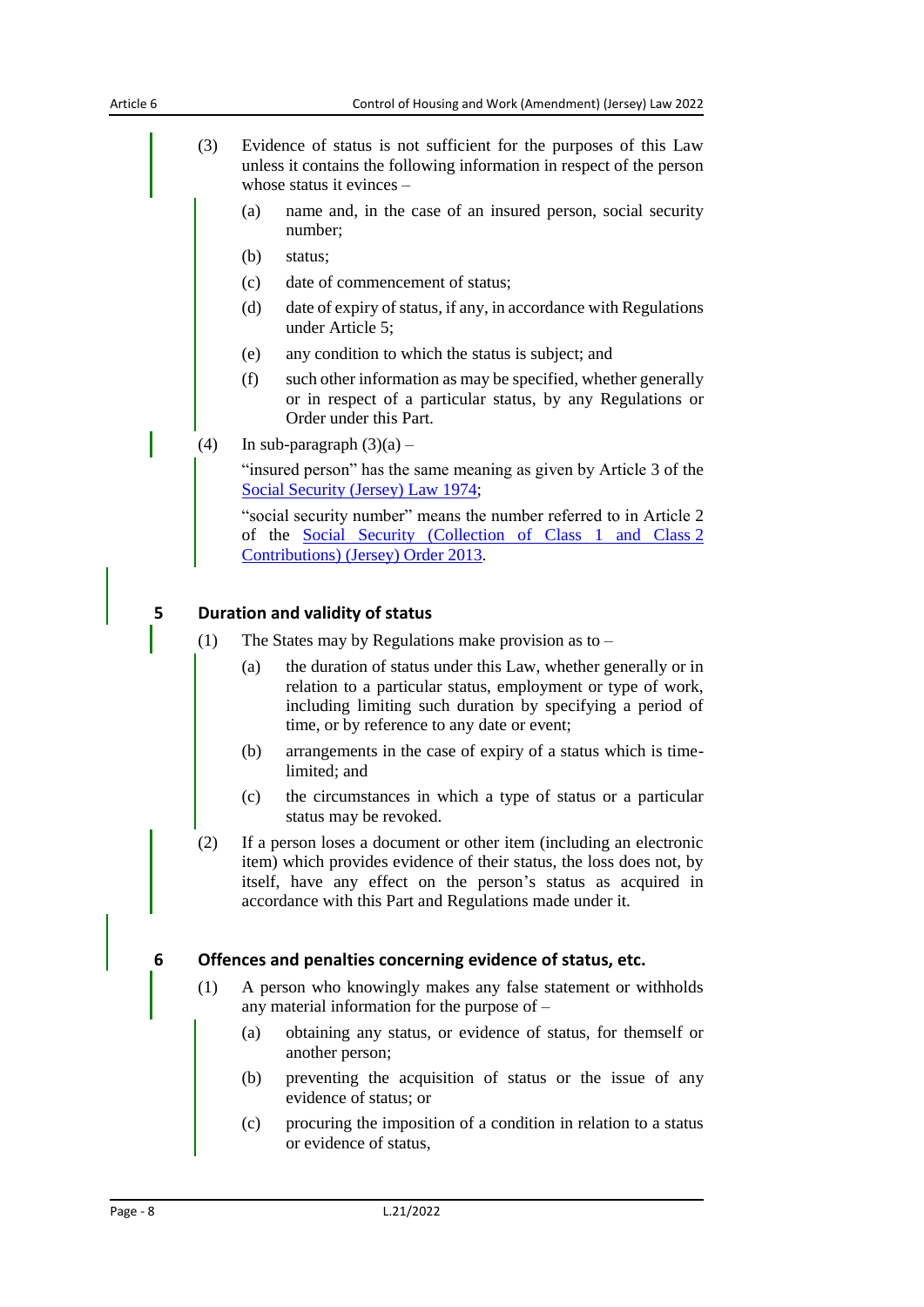(3) Evidence of status is not sufficient for the purposes of this Law unless it contains the following information in respect of the person whose status it evinces –

(a) name and, in the case of an insured person, social security number;

(b) status;

(c) date of commencement of status;

(d) date of expiry of status, if any, in accordance with Regulations under Article 5;

(e) any condition to which the status is subject; and

(f) such other information as may be specified, whether generally or in respect of a particular status, by any Regulations or Order under this Part.

(4) In sub-paragraph (3)(a) –

"insured person" has the same meaning as given by Article 3 of the Social Security (Jersey) Law 1974;

"social security number" means the number referred to in Article 2 of the Social Security (Collection of Class 1 and Class 2 Contributions) (Jersey) Order 2013.

## 5 Duration and validity of status

(1) The States may by Regulations make provision as to –

(a) the duration of status under this Law, whether generally or in relation to a particular status, employment or type of work, including limiting such duration by specifying a period of time, or by reference to any date or event;

(b) arrangements in the case of expiry of a status which is time-limited; and

(c) the circumstances in which a type of status or a particular status may be revoked.

(2) If a person loses a document or other item (including an electronic item) which provides evidence of their status, the loss does not, by itself, have any effect on the person's status as acquired in accordance with this Part and Regulations made under it.

## 6 Offences and penalties concerning evidence of status, etc.

(1) A person who knowingly makes any false statement or withholds any material information for the purpose of –

(a) obtaining any status, or evidence of status, for themself or another person;

(b) preventing the acquisition of status or the issue of any evidence of status; or

(c) procuring the imposition of a condition in relation to a status or evidence of status,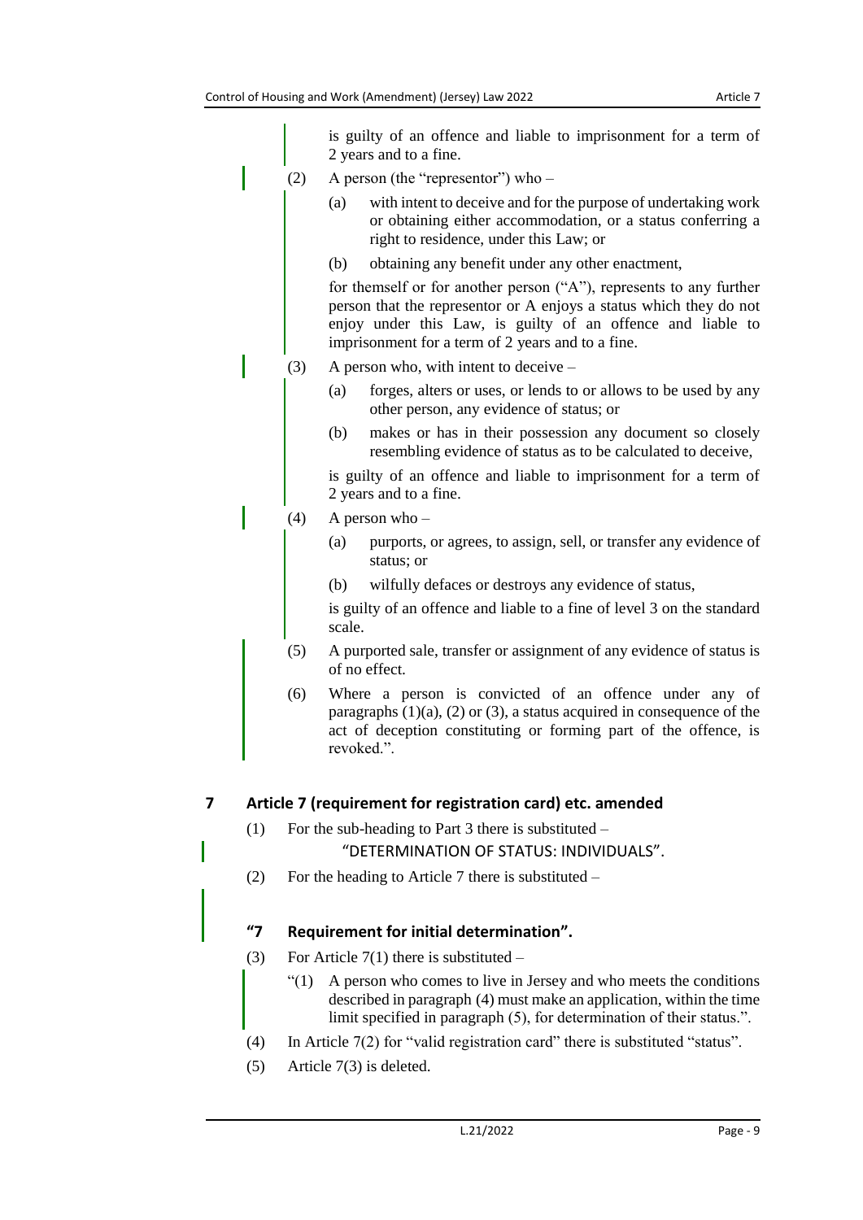is guilty of an offence and liable to imprisonment for a term of 2 years and to a fine.

(2) A person (the "representor") who –

(a) with intent to deceive and for the purpose of undertaking work or obtaining either accommodation, or a status conferring a right to residence, under this Law; or

(b) obtaining any benefit under any other enactment,

for themself or for another person ("A"), represents to any further person that the representor or A enjoys a status which they do not enjoy under this Law, is guilty of an offence and liable to imprisonment for a term of 2 years and to a fine.

(3) A person who, with intent to deceive –

(a) forges, alters or uses, or lends to or allows to be used by any other person, any evidence of status; or

(b) makes or has in their possession any document so closely resembling evidence of status as to be calculated to deceive,

is guilty of an offence and liable to imprisonment for a term of 2 years and to a fine.

(4) A person who –

(a) purports, or agrees, to assign, sell, or transfer any evidence of status; or

(b) wilfully defaces or destroys any evidence of status,

is guilty of an offence and liable to a fine of level 3 on the standard scale.

(5) A purported sale, transfer or assignment of any evidence of status is of no effect.

(6) Where a person is convicted of an offence under any of paragraphs (1)(a), (2) or (3), a status acquired in consequence of the act of deception constituting or forming part of the offence, is revoked.".

## 7 Article 7 (requirement for registration card) etc. amended

(1) For the sub-heading to Part 3 there is substituted –

"DETERMINATION OF STATUS: INDIVIDUALS".

(2) For the heading to Article 7 there is substituted –

## "7 Requirement for initial determination".

(3) For Article 7(1) there is substituted –

"(1) A person who comes to live in Jersey and who meets the conditions described in paragraph (4) must make an application, within the time limit specified in paragraph (5), for determination of their status.".

(4) In Article 7(2) for "valid registration card" there is substituted "status".

(5) Article 7(3) is deleted.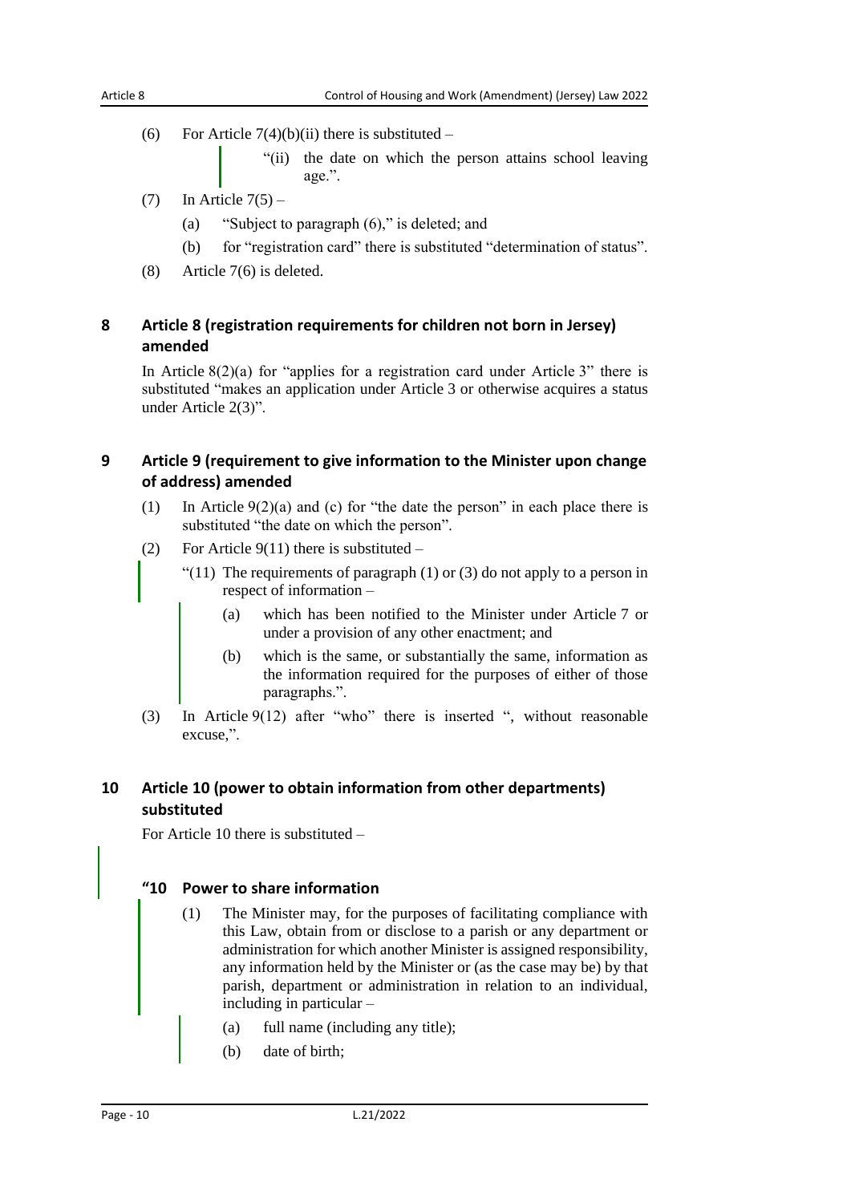(6) For Article 7(4)(b)(ii) there is substituted –

> "(ii) the date on which the person attains school leaving age.".

(7) In Article 7(5) –

(a) "Subject to paragraph (6)," is deleted; and

(b) for "registration card" there is substituted "determination of status".

(8) Article 7(6) is deleted.

## 8 Article 8 (registration requirements for children not born in Jersey) amended

In Article 8(2)(a) for "applies for a registration card under Article 3" there is substituted "makes an application under Article 3 or otherwise acquires a status under Article 2(3)".

## 9 Article 9 (requirement to give information to the Minister upon change of address) amended

(1) In Article 9(2)(a) and (c) for "the date the person" in each place there is substituted "the date on which the person".

(2) For Article 9(11) there is substituted –

> "(11) The requirements of paragraph (1) or (3) do not apply to a person in respect of information –
>
> (a) which has been notified to the Minister under Article 7 or under a provision of any other enactment; and
>
> (b) which is the same, or substantially the same, information as the information required for the purposes of either of those paragraphs.".

(3) In Article 9(12) after "who" there is inserted ", without reasonable excuse,".

## 10 Article 10 (power to obtain information from other departments) substituted

For Article 10 there is substituted –

> ### "10 Power to share information
>
> (1) The Minister may, for the purposes of facilitating compliance with this Law, obtain from or disclose to a parish or any department or administration for which another Minister is assigned responsibility, any information held by the Minister or (as the case may be) by that parish, department or administration in relation to an individual, including in particular –
>
> (a) full name (including any title);
>
> (b) date of birth;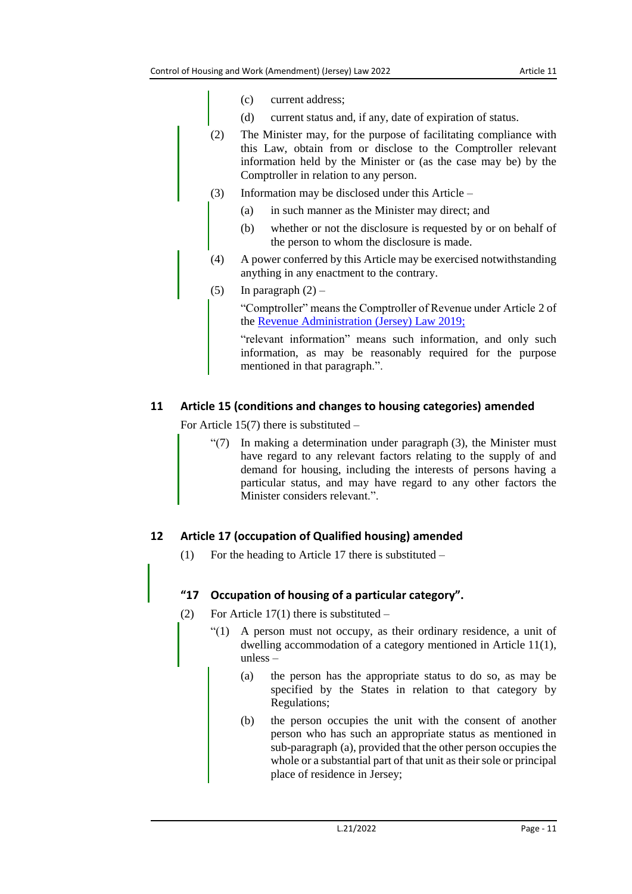(c) current address;

(d) current status and, if any, date of expiration of status.

(2) The Minister may, for the purpose of facilitating compliance with this Law, obtain from or disclose to the Comptroller relevant information held by the Minister or (as the case may be) by the Comptroller in relation to any person.

(3) Information may be disclosed under this Article –

(a) in such manner as the Minister may direct; and

(b) whether or not the disclosure is requested by or on behalf of the person to whom the disclosure is made.

(4) A power conferred by this Article may be exercised notwithstanding anything in any enactment to the contrary.

(5) In paragraph (2) –

"Comptroller" means the Comptroller of Revenue under Article 2 of the Revenue Administration (Jersey) Law 2019;

"relevant information" means such information, and only such information, as may be reasonably required for the purpose mentioned in that paragraph.".

## 11 Article 15 (conditions and changes to housing categories) amended

For Article 15(7) there is substituted –

"(7) In making a determination under paragraph (3), the Minister must have regard to any relevant factors relating to the supply of and demand for housing, including the interests of persons having a particular status, and may have regard to any other factors the Minister considers relevant.".

## 12 Article 17 (occupation of Qualified housing) amended

(1) For the heading to Article 17 there is substituted –

### "17 Occupation of housing of a particular category".

(2) For Article 17(1) there is substituted –

"(1) A person must not occupy, as their ordinary residence, a unit of dwelling accommodation of a category mentioned in Article 11(1), unless –

(a) the person has the appropriate status to do so, as may be specified by the States in relation to that category by Regulations;

(b) the person occupies the unit with the consent of another person who has such an appropriate status as mentioned in sub-paragraph (a), provided that the other person occupies the whole or a substantial part of that unit as their sole or principal place of residence in Jersey;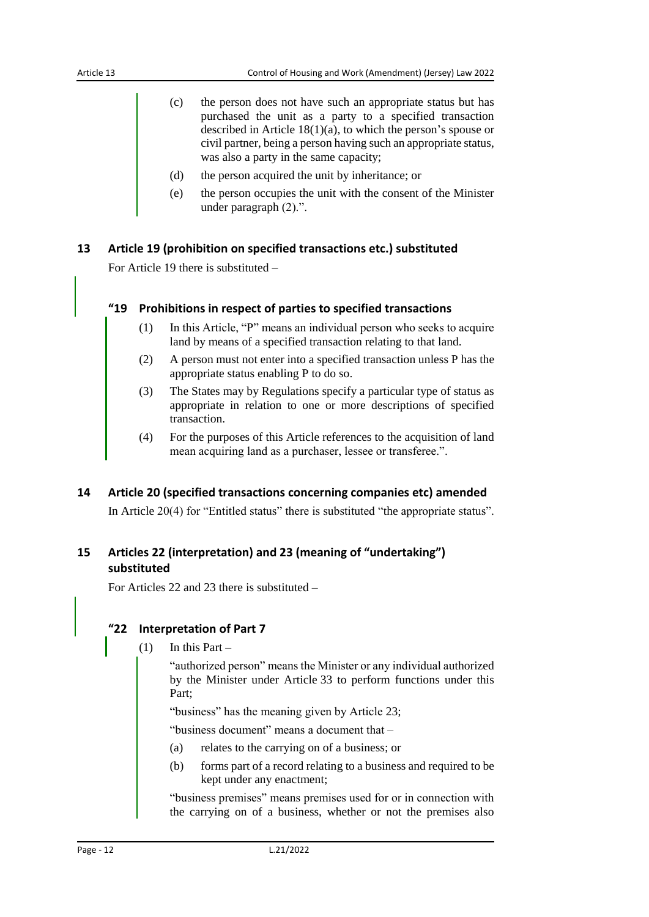(c) the person does not have such an appropriate status but has purchased the unit as a party to a specified transaction described in Article 18(1)(a), to which the person's spouse or civil partner, being a person having such an appropriate status, was also a party in the same capacity;

(d) the person acquired the unit by inheritance; or

(e) the person occupies the unit with the consent of the Minister under paragraph (2).".

## 13 Article 19 (prohibition on specified transactions etc.) substituted

For Article 19 there is substituted –

### "19 Prohibitions in respect of parties to specified transactions

(1) In this Article, "P" means an individual person who seeks to acquire land by means of a specified transaction relating to that land.

(2) A person must not enter into a specified transaction unless P has the appropriate status enabling P to do so.

(3) The States may by Regulations specify a particular type of status as appropriate in relation to one or more descriptions of specified transaction.

(4) For the purposes of this Article references to the acquisition of land mean acquiring land as a purchaser, lessee or transferee.".

## 14 Article 20 (specified transactions concerning companies etc) amended

In Article 20(4) for "Entitled status" there is substituted "the appropriate status".

## 15 Articles 22 (interpretation) and 23 (meaning of "undertaking") substituted

For Articles 22 and 23 there is substituted –

### "22 Interpretation of Part 7

(1) In this Part –

"authorized person" means the Minister or any individual authorized by the Minister under Article 33 to perform functions under this Part;

"business" has the meaning given by Article 23;

"business document" means a document that –

(a) relates to the carrying on of a business; or

(b) forms part of a record relating to a business and required to be kept under any enactment;

"business premises" means premises used for or in connection with the carrying on of a business, whether or not the premises also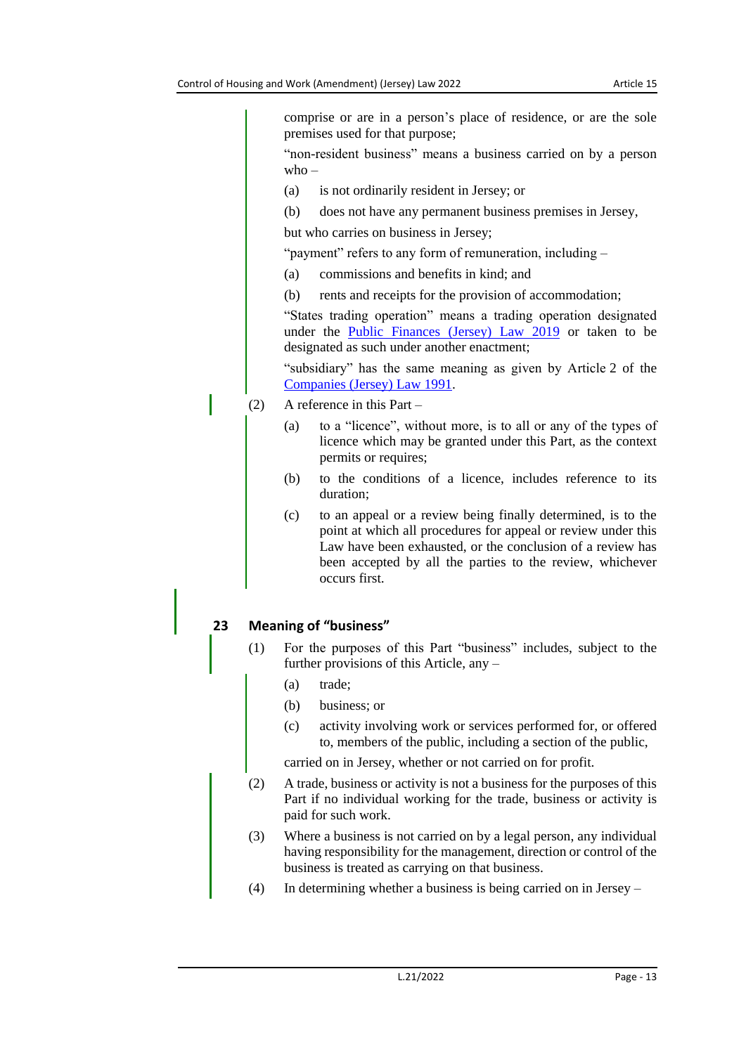comprise or are in a person's place of residence, or are the sole premises used for that purpose;

"non-resident business" means a business carried on by a person who –

(a) is not ordinarily resident in Jersey; or

(b) does not have any permanent business premises in Jersey,

but who carries on business in Jersey;

"payment" refers to any form of remuneration, including –

(a) commissions and benefits in kind; and

(b) rents and receipts for the provision of accommodation;

"States trading operation" means a trading operation designated under the Public Finances (Jersey) Law 2019 or taken to be designated as such under another enactment;

"subsidiary" has the same meaning as given by Article 2 of the Companies (Jersey) Law 1991.

(2) A reference in this Part –

(a) to a "licence", without more, is to all or any of the types of licence which may be granted under this Part, as the context permits or requires;

(b) to the conditions of a licence, includes reference to its duration;

(c) to an appeal or a review being finally determined, is to the point at which all procedures for appeal or review under this Law have been exhausted, or the conclusion of a review has been accepted by all the parties to the review, whichever occurs first.

## 23 Meaning of "business"

(1) For the purposes of this Part "business" includes, subject to the further provisions of this Article, any –

(a) trade;

(b) business; or

(c) activity involving work or services performed for, or offered to, members of the public, including a section of the public,

carried on in Jersey, whether or not carried on for profit.

(2) A trade, business or activity is not a business for the purposes of this Part if no individual working for the trade, business or activity is paid for such work.

(3) Where a business is not carried on by a legal person, any individual having responsibility for the management, direction or control of the business is treated as carrying on that business.

(4) In determining whether a business is being carried on in Jersey –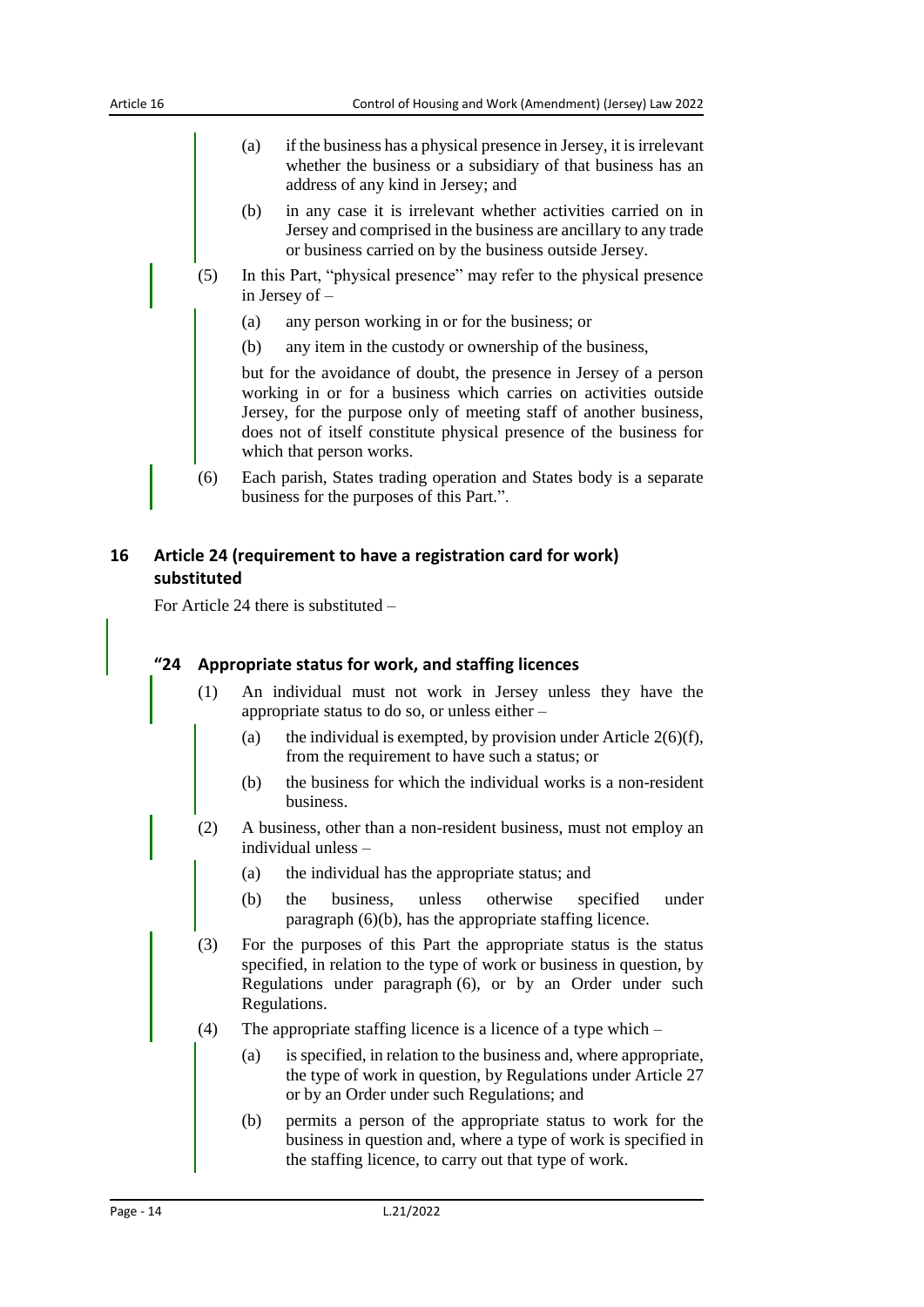(a) if the business has a physical presence in Jersey, it is irrelevant whether the business or a subsidiary of that business has an address of any kind in Jersey; and

(b) in any case it is irrelevant whether activities carried on in Jersey and comprised in the business are ancillary to any trade or business carried on by the business outside Jersey.

(5) In this Part, "physical presence" may refer to the physical presence in Jersey of –

(a) any person working in or for the business; or

(b) any item in the custody or ownership of the business,

but for the avoidance of doubt, the presence in Jersey of a person working in or for a business which carries on activities outside Jersey, for the purpose only of meeting staff of another business, does not of itself constitute physical presence of the business for which that person works.

(6) Each parish, States trading operation and States body is a separate business for the purposes of this Part.".

## 16 Article 24 (requirement to have a registration card for work) substituted

For Article 24 there is substituted –

### "24 Appropriate status for work, and staffing licences

(1) An individual must not work in Jersey unless they have the appropriate status to do so, or unless either –

(a) the individual is exempted, by provision under Article 2(6)(f), from the requirement to have such a status; or

(b) the business for which the individual works is a non-resident business.

(2) A business, other than a non-resident business, must not employ an individual unless –

(a) the individual has the appropriate status; and

(b) the business, unless otherwise specified under paragraph (6)(b), has the appropriate staffing licence.

(3) For the purposes of this Part the appropriate status is the status specified, in relation to the type of work or business in question, by Regulations under paragraph (6), or by an Order under such Regulations.

(4) The appropriate staffing licence is a licence of a type which –

(a) is specified, in relation to the business and, where appropriate, the type of work in question, by Regulations under Article 27 or by an Order under such Regulations; and

(b) permits a person of the appropriate status to work for the business in question and, where a type of work is specified in the staffing licence, to carry out that type of work.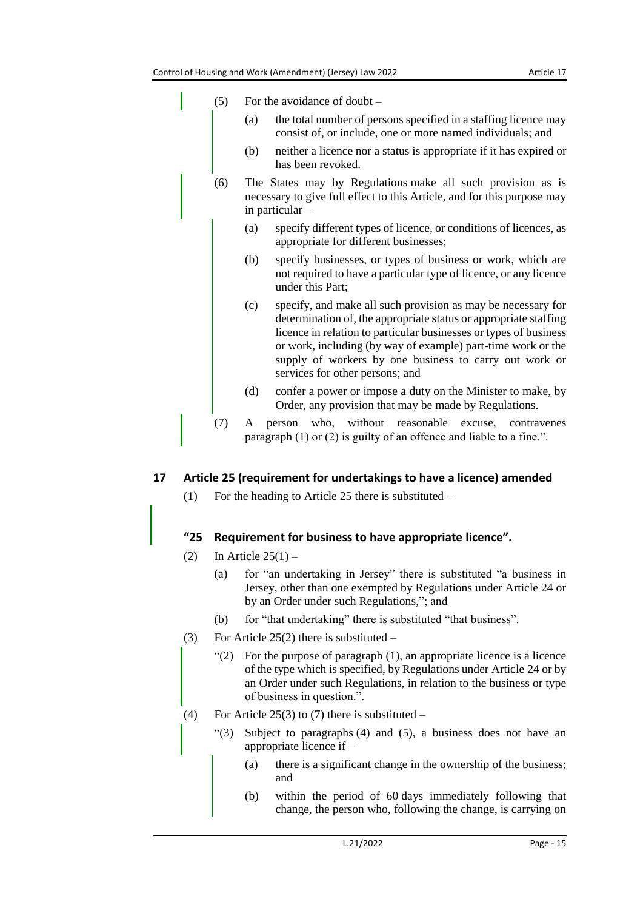(5) For the avoidance of doubt –

(a) the total number of persons specified in a staffing licence may consist of, or include, one or more named individuals; and

(b) neither a licence nor a status is appropriate if it has expired or has been revoked.

(6) The States may by Regulations make all such provision as is necessary to give full effect to this Article, and for this purpose may in particular –

(a) specify different types of licence, or conditions of licences, as appropriate for different businesses;

(b) specify businesses, or types of business or work, which are not required to have a particular type of licence, or any licence under this Part;

(c) specify, and make all such provision as may be necessary for determination of, the appropriate status or appropriate staffing licence in relation to particular businesses or types of business or work, including (by way of example) part-time work or the supply of workers by one business to carry out work or services for other persons; and

(d) confer a power or impose a duty on the Minister to make, by Order, any provision that may be made by Regulations.

(7) A person who, without reasonable excuse, contravenes paragraph (1) or (2) is guilty of an offence and liable to a fine.".

## 17 Article 25 (requirement for undertakings to have a licence) amended

(1) For the heading to Article 25 there is substituted –

### "25 Requirement for business to have appropriate licence".

(2) In Article 25(1) –

(a) for "an undertaking in Jersey" there is substituted "a business in Jersey, other than one exempted by Regulations under Article 24 or by an Order under such Regulations,"; and

(b) for "that undertaking" there is substituted "that business".

(3) For Article 25(2) there is substituted –

"(2) For the purpose of paragraph (1), an appropriate licence is a licence of the type which is specified, by Regulations under Article 24 or by an Order under such Regulations, in relation to the business or type of business in question.".

(4) For Article 25(3) to (7) there is substituted –

"(3) Subject to paragraphs (4) and (5), a business does not have an appropriate licence if –

(a) there is a significant change in the ownership of the business; and

(b) within the period of 60 days immediately following that change, the person who, following the change, is carrying on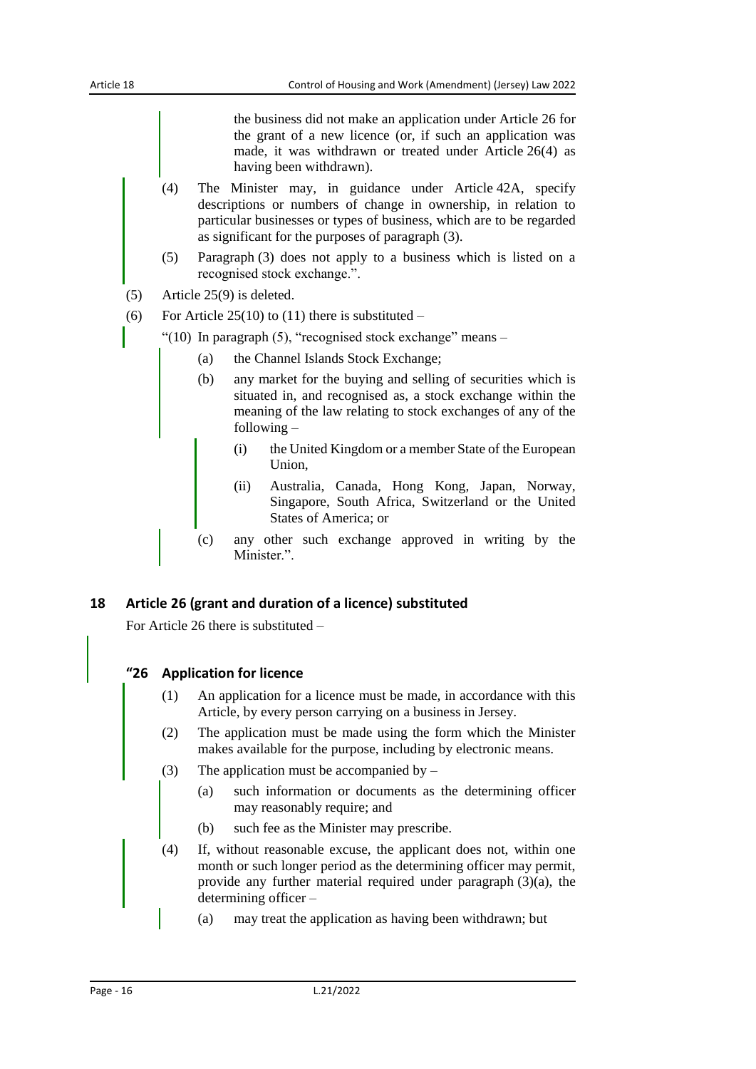the business did not make an application under Article 26 for the grant of a new licence (or, if such an application was made, it was withdrawn or treated under Article 26(4) as having been withdrawn).

(4) The Minister may, in guidance under Article 42A, specify descriptions or numbers of change in ownership, in relation to particular businesses or types of business, which are to be regarded as significant for the purposes of paragraph (3).

(5) Paragraph (3) does not apply to a business which is listed on a recognised stock exchange.".

(5) Article 25(9) is deleted.

(6) For Article 25(10) to (11) there is substituted –

"(10) In paragraph (5), "recognised stock exchange" means –

(a) the Channel Islands Stock Exchange;

(b) any market for the buying and selling of securities which is situated in, and recognised as, a stock exchange within the meaning of the law relating to stock exchanges of any of the following –

(i) the United Kingdom or a member State of the European Union,

(ii) Australia, Canada, Hong Kong, Japan, Norway, Singapore, South Africa, Switzerland or the United States of America; or

(c) any other such exchange approved in writing by the Minister.".

## 18 Article 26 (grant and duration of a licence) substituted

For Article 26 there is substituted –

### "26 Application for licence

(1) An application for a licence must be made, in accordance with this Article, by every person carrying on a business in Jersey.

(2) The application must be made using the form which the Minister makes available for the purpose, including by electronic means.

(3) The application must be accompanied by –

(a) such information or documents as the determining officer may reasonably require; and

(b) such fee as the Minister may prescribe.

(4) If, without reasonable excuse, the applicant does not, within one month or such longer period as the determining officer may permit, provide any further material required under paragraph (3)(a), the determining officer –

(a) may treat the application as having been withdrawn; but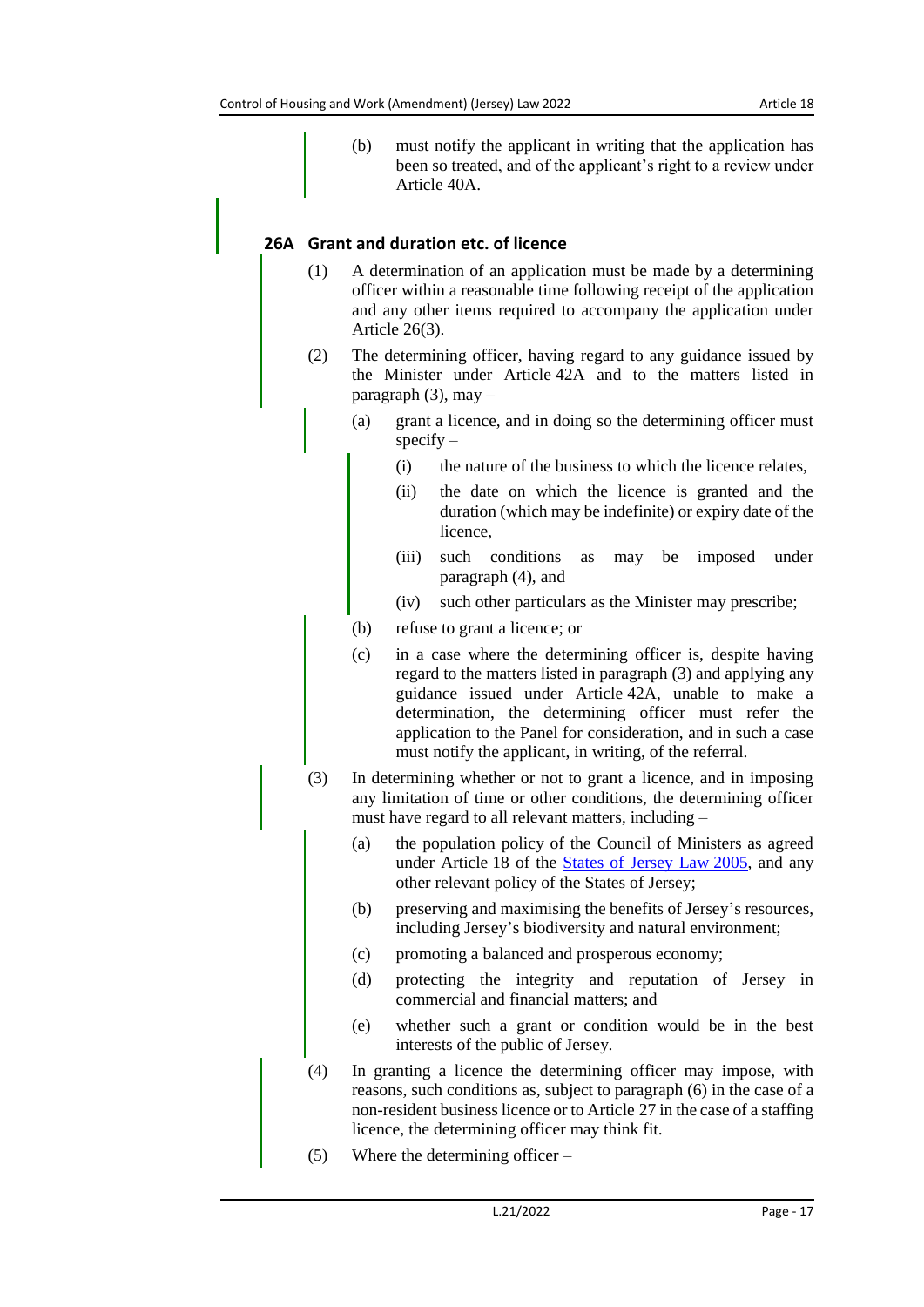(b) must notify the applicant in writing that the application has been so treated, and of the applicant's right to a review under Article 40A.

### 26A Grant and duration etc. of licence

(1) A determination of an application must be made by a determining officer within a reasonable time following receipt of the application and any other items required to accompany the application under Article 26(3).

(2) The determining officer, having regard to any guidance issued by the Minister under Article 42A and to the matters listed in paragraph (3), may –

(a) grant a licence, and in doing so the determining officer must specify –

(i) the nature of the business to which the licence relates,

(ii) the date on which the licence is granted and the duration (which may be indefinite) or expiry date of the licence,

(iii) such conditions as may be imposed under paragraph (4), and

(iv) such other particulars as the Minister may prescribe;

(b) refuse to grant a licence; or

(c) in a case where the determining officer is, despite having regard to the matters listed in paragraph (3) and applying any guidance issued under Article 42A, unable to make a determination, the determining officer must refer the application to the Panel for consideration, and in such a case must notify the applicant, in writing, of the referral.

(3) In determining whether or not to grant a licence, and in imposing any limitation of time or other conditions, the determining officer must have regard to all relevant matters, including –

(a) the population policy of the Council of Ministers as agreed under Article 18 of the States of Jersey Law 2005, and any other relevant policy of the States of Jersey;

(b) preserving and maximising the benefits of Jersey's resources, including Jersey's biodiversity and natural environment;

(c) promoting a balanced and prosperous economy;

(d) protecting the integrity and reputation of Jersey in commercial and financial matters; and

(e) whether such a grant or condition would be in the best interests of the public of Jersey.

(4) In granting a licence the determining officer may impose, with reasons, such conditions as, subject to paragraph (6) in the case of a non-resident business licence or to Article 27 in the case of a staffing licence, the determining officer may think fit.

(5) Where the determining officer –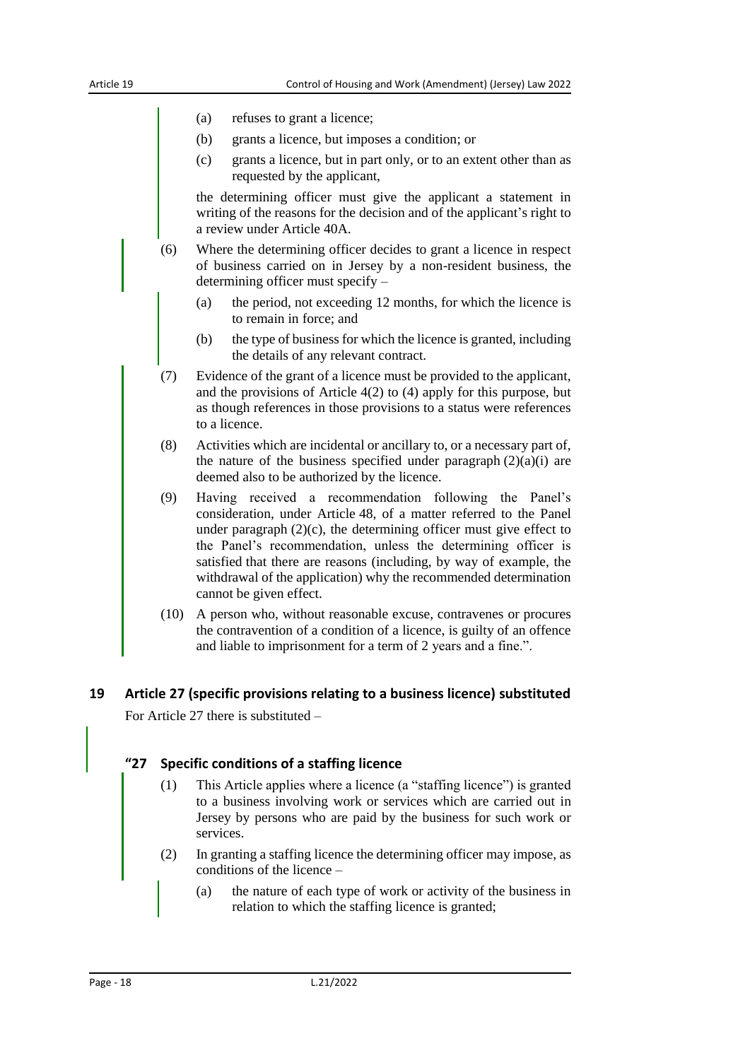(a) refuses to grant a licence;

(b) grants a licence, but imposes a condition; or

(c) grants a licence, but in part only, or to an extent other than as requested by the applicant,

the determining officer must give the applicant a statement in writing of the reasons for the decision and of the applicant's right to a review under Article 40A.

(6) Where the determining officer decides to grant a licence in respect of business carried on in Jersey by a non-resident business, the determining officer must specify –

(a) the period, not exceeding 12 months, for which the licence is to remain in force; and

(b) the type of business for which the licence is granted, including the details of any relevant contract.

(7) Evidence of the grant of a licence must be provided to the applicant, and the provisions of Article 4(2) to (4) apply for this purpose, but as though references in those provisions to a status were references to a licence.

(8) Activities which are incidental or ancillary to, or a necessary part of, the nature of the business specified under paragraph (2)(a)(i) are deemed also to be authorized by the licence.

(9) Having received a recommendation following the Panel's consideration, under Article 48, of a matter referred to the Panel under paragraph (2)(c), the determining officer must give effect to the Panel's recommendation, unless the determining officer is satisfied that there are reasons (including, by way of example, the withdrawal of the application) why the recommended determination cannot be given effect.

(10) A person who, without reasonable excuse, contravenes or procures the contravention of a condition of a licence, is guilty of an offence and liable to imprisonment for a term of 2 years and a fine.".

## 19 Article 27 (specific provisions relating to a business licence) substituted

For Article 27 there is substituted –

### "27 Specific conditions of a staffing licence

(1) This Article applies where a licence (a "staffing licence") is granted to a business involving work or services which are carried out in Jersey by persons who are paid by the business for such work or services.

(2) In granting a staffing licence the determining officer may impose, as conditions of the licence –

(a) the nature of each type of work or activity of the business in relation to which the staffing licence is granted;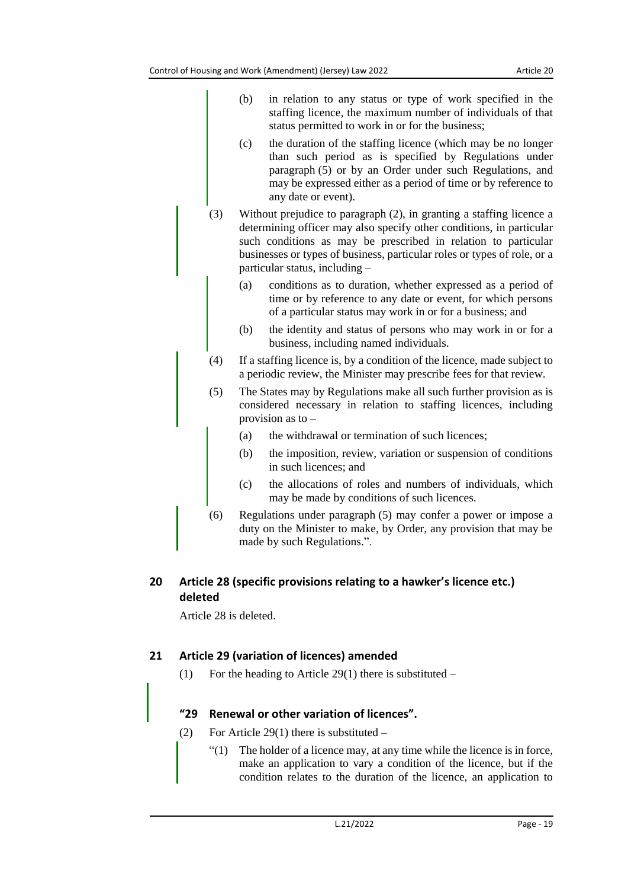(b) in relation to any status or type of work specified in the staffing licence, the maximum number of individuals of that status permitted to work in or for the business;

(c) the duration of the staffing licence (which may be no longer than such period as is specified by Regulations under paragraph (5) or by an Order under such Regulations, and may be expressed either as a period of time or by reference to any date or event).

(3) Without prejudice to paragraph (2), in granting a staffing licence a determining officer may also specify other conditions, in particular such conditions as may be prescribed in relation to particular businesses or types of business, particular roles or types of role, or a particular status, including –

(a) conditions as to duration, whether expressed as a period of time or by reference to any date or event, for which persons of a particular status may work in or for a business; and

(b) the identity and status of persons who may work in or for a business, including named individuals.

(4) If a staffing licence is, by a condition of the licence, made subject to a periodic review, the Minister may prescribe fees for that review.

(5) The States may by Regulations make all such further provision as is considered necessary in relation to staffing licences, including provision as to –

(a) the withdrawal or termination of such licences;

(b) the imposition, review, variation or suspension of conditions in such licences; and

(c) the allocations of roles and numbers of individuals, which may be made by conditions of such licences.

(6) Regulations under paragraph (5) may confer a power or impose a duty on the Minister to make, by Order, any provision that may be made by such Regulations.".

## 20 Article 28 (specific provisions relating to a hawker's licence etc.) deleted

Article 28 is deleted.

## 21 Article 29 (variation of licences) amended

(1) For the heading to Article 29(1) there is substituted –

### "29 Renewal or other variation of licences".

(2) For Article 29(1) there is substituted –

"(1) The holder of a licence may, at any time while the licence is in force, make an application to vary a condition of the licence, but if the condition relates to the duration of the licence, an application to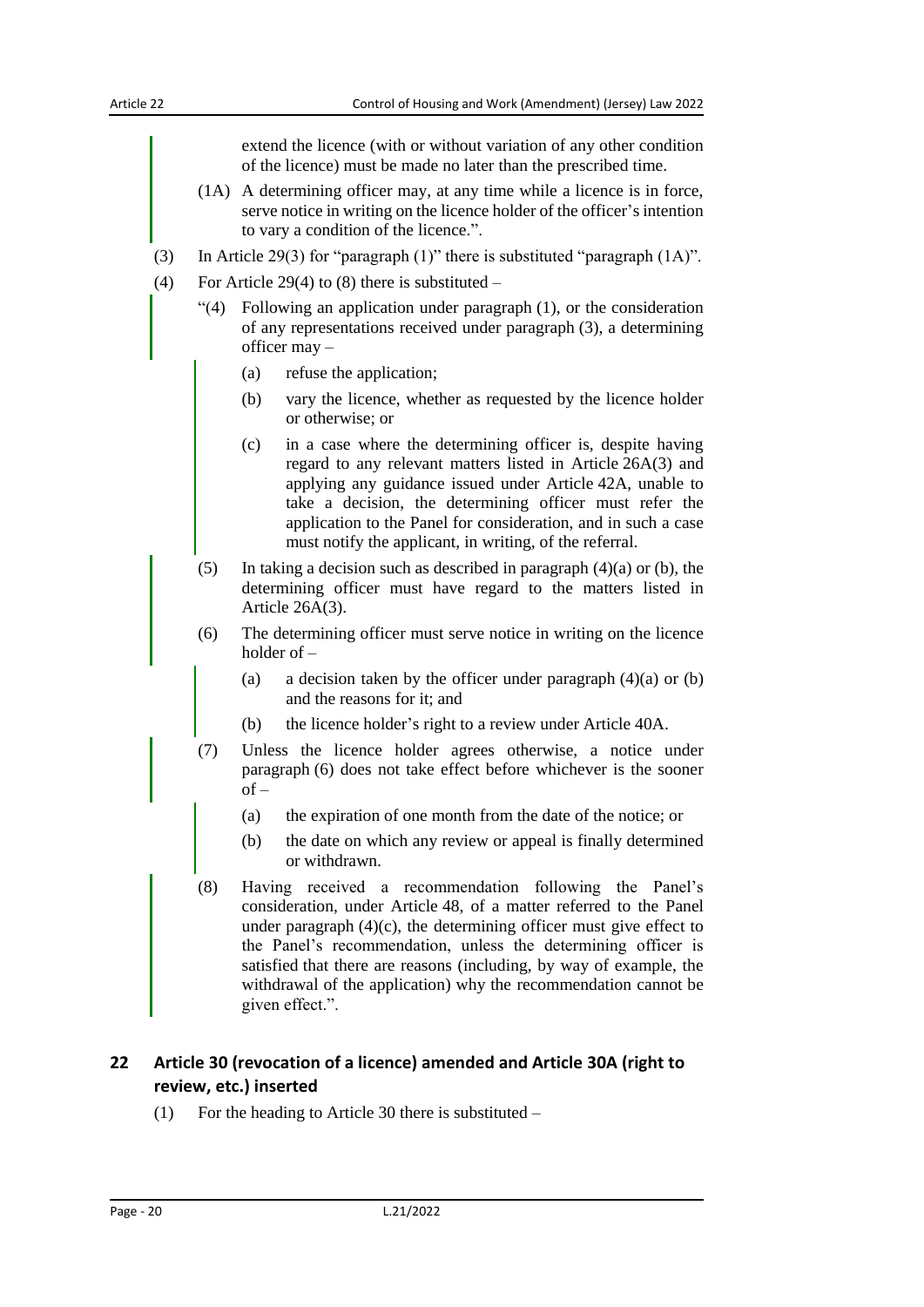extend the licence (with or without variation of any other condition of the licence) must be made no later than the prescribed time.

(1A) A determining officer may, at any time while a licence is in force, serve notice in writing on the licence holder of the officer's intention to vary a condition of the licence.".

(3) In Article 29(3) for "paragraph (1)" there is substituted "paragraph (1A)".

(4) For Article 29(4) to (8) there is substituted –

"(4) Following an application under paragraph (1), or the consideration of any representations received under paragraph (3), a determining officer may –

(a) refuse the application;

(b) vary the licence, whether as requested by the licence holder or otherwise; or

(c) in a case where the determining officer is, despite having regard to any relevant matters listed in Article 26A(3) and applying any guidance issued under Article 42A, unable to take a decision, the determining officer must refer the application to the Panel for consideration, and in such a case must notify the applicant, in writing, of the referral.

(5) In taking a decision such as described in paragraph (4)(a) or (b), the determining officer must have regard to the matters listed in Article 26A(3).

(6) The determining officer must serve notice in writing on the licence holder of –

(a) a decision taken by the officer under paragraph (4)(a) or (b) and the reasons for it; and

(b) the licence holder's right to a review under Article 40A.

(7) Unless the licence holder agrees otherwise, a notice under paragraph (6) does not take effect before whichever is the sooner of –

(a) the expiration of one month from the date of the notice; or

(b) the date on which any review or appeal is finally determined or withdrawn.

(8) Having received a recommendation following the Panel's consideration, under Article 48, of a matter referred to the Panel under paragraph (4)(c), the determining officer must give effect to the Panel's recommendation, unless the determining officer is satisfied that there are reasons (including, by way of example, the withdrawal of the application) why the recommendation cannot be given effect.".

## 22 Article 30 (revocation of a licence) amended and Article 30A (right to review, etc.) inserted

(1) For the heading to Article 30 there is substituted –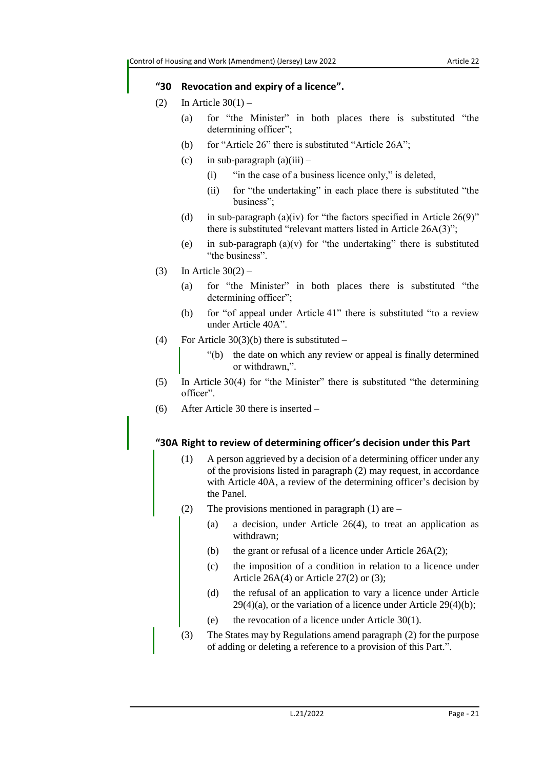**"30 Revocation and expiry of a licence".**

(2) In Article 30(1) –

(a) for "the Minister" in both places there is substituted "the determining officer";

(b) for "Article 26" there is substituted "Article 26A";

(c) in sub-paragraph (a)(iii) –

(i) "in the case of a business licence only," is deleted,

(ii) for "the undertaking" in each place there is substituted "the business";

(d) in sub-paragraph (a)(iv) for "the factors specified in Article 26(9)" there is substituted "relevant matters listed in Article 26A(3)";

(e) in sub-paragraph (a)(v) for "the undertaking" there is substituted "the business".

(3) In Article 30(2) –

(a) for "the Minister" in both places there is substituted "the determining officer";

(b) for "of appeal under Article 41" there is substituted "to a review under Article 40A".

(4) For Article 30(3)(b) there is substituted –

"(b) the date on which any review or appeal is finally determined or withdrawn,".

(5) In Article 30(4) for "the Minister" there is substituted "the determining officer".

(6) After Article 30 there is inserted –

**"30A Right to review of determining officer's decision under this Part**

(1) A person aggrieved by a decision of a determining officer under any of the provisions listed in paragraph (2) may request, in accordance with Article 40A, a review of the determining officer's decision by the Panel.

(2) The provisions mentioned in paragraph (1) are –

(a) a decision, under Article 26(4), to treat an application as withdrawn;

(b) the grant or refusal of a licence under Article 26A(2);

(c) the imposition of a condition in relation to a licence under Article 26A(4) or Article 27(2) or (3);

(d) the refusal of an application to vary a licence under Article 29(4)(a), or the variation of a licence under Article 29(4)(b);

(e) the revocation of a licence under Article 30(1).

(3) The States may by Regulations amend paragraph (2) for the purpose of adding or deleting a reference to a provision of this Part.".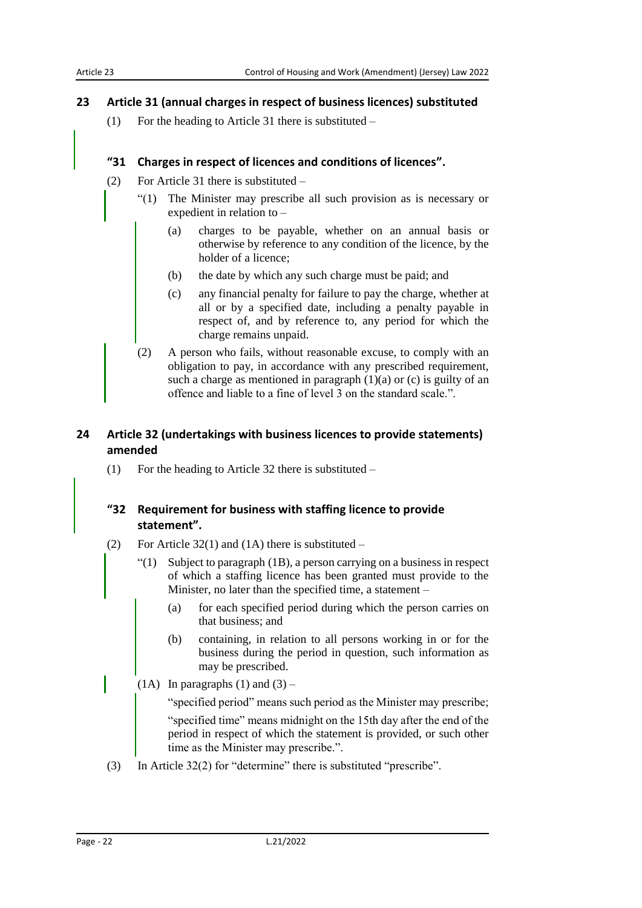## 23 Article 31 (annual charges in respect of business licences) substituted

(1) For the heading to Article 31 there is substituted –

### "31 Charges in respect of licences and conditions of licences".

(2) For Article 31 there is substituted –

"(1) The Minister may prescribe all such provision as is necessary or expedient in relation to –

(a) charges to be payable, whether on an annual basis or otherwise by reference to any condition of the licence, by the holder of a licence;

(b) the date by which any such charge must be paid; and

(c) any financial penalty for failure to pay the charge, whether at all or by a specified date, including a penalty payable in respect of, and by reference to, any period for which the charge remains unpaid.

(2) A person who fails, without reasonable excuse, to comply with an obligation to pay, in accordance with any prescribed requirement, such a charge as mentioned in paragraph (1)(a) or (c) is guilty of an offence and liable to a fine of level 3 on the standard scale.".

## 24 Article 32 (undertakings with business licences to provide statements) amended

(1) For the heading to Article 32 there is substituted –

### "32 Requirement for business with staffing licence to provide statement".

(2) For Article 32(1) and (1A) there is substituted –

"(1) Subject to paragraph (1B), a person carrying on a business in respect of which a staffing licence has been granted must provide to the Minister, no later than the specified time, a statement –

(a) for each specified period during which the person carries on that business; and

(b) containing, in relation to all persons working in or for the business during the period in question, such information as may be prescribed.

(1A) In paragraphs (1) and (3) –

"specified period" means such period as the Minister may prescribe;

"specified time" means midnight on the 15th day after the end of the period in respect of which the statement is provided, or such other time as the Minister may prescribe.".

(3) In Article 32(2) for "determine" there is substituted "prescribe".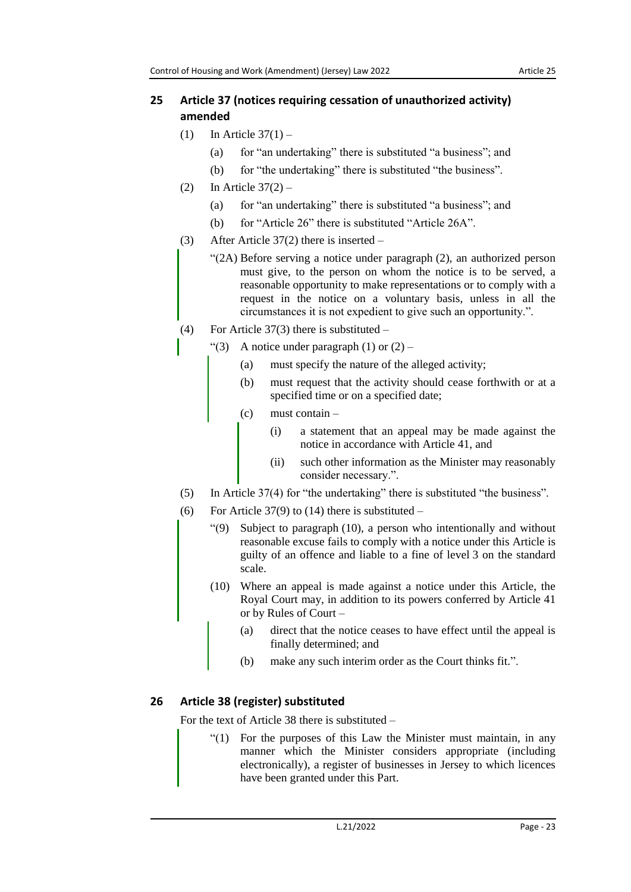## 25 Article 37 (notices requiring cessation of unauthorized activity) amended

(1) In Article 37(1) –

(a) for "an undertaking" there is substituted "a business"; and

(b) for "the undertaking" there is substituted "the business".

(2) In Article 37(2) –

(a) for "an undertaking" there is substituted "a business"; and

(b) for "Article 26" there is substituted "Article 26A".

(3) After Article 37(2) there is inserted –

"(2A) Before serving a notice under paragraph (2), an authorized person must give, to the person on whom the notice is to be served, a reasonable opportunity to make representations or to comply with a request in the notice on a voluntary basis, unless in all the circumstances it is not expedient to give such an opportunity.".

(4) For Article 37(3) there is substituted –

"(3) A notice under paragraph (1) or (2) –

(a) must specify the nature of the alleged activity;

(b) must request that the activity should cease forthwith or at a specified time or on a specified date;

(c) must contain –

(i) a statement that an appeal may be made against the notice in accordance with Article 41, and

(ii) such other information as the Minister may reasonably consider necessary.".

(5) In Article 37(4) for "the undertaking" there is substituted "the business".

(6) For Article 37(9) to (14) there is substituted –

"(9) Subject to paragraph (10), a person who intentionally and without reasonable excuse fails to comply with a notice under this Article is guilty of an offence and liable to a fine of level 3 on the standard scale.

(10) Where an appeal is made against a notice under this Article, the Royal Court may, in addition to its powers conferred by Article 41 or by Rules of Court –

(a) direct that the notice ceases to have effect until the appeal is finally determined; and

(b) make any such interim order as the Court thinks fit.".

## 26 Article 38 (register) substituted

For the text of Article 38 there is substituted –

"(1) For the purposes of this Law the Minister must maintain, in any manner which the Minister considers appropriate (including electronically), a register of businesses in Jersey to which licences have been granted under this Part.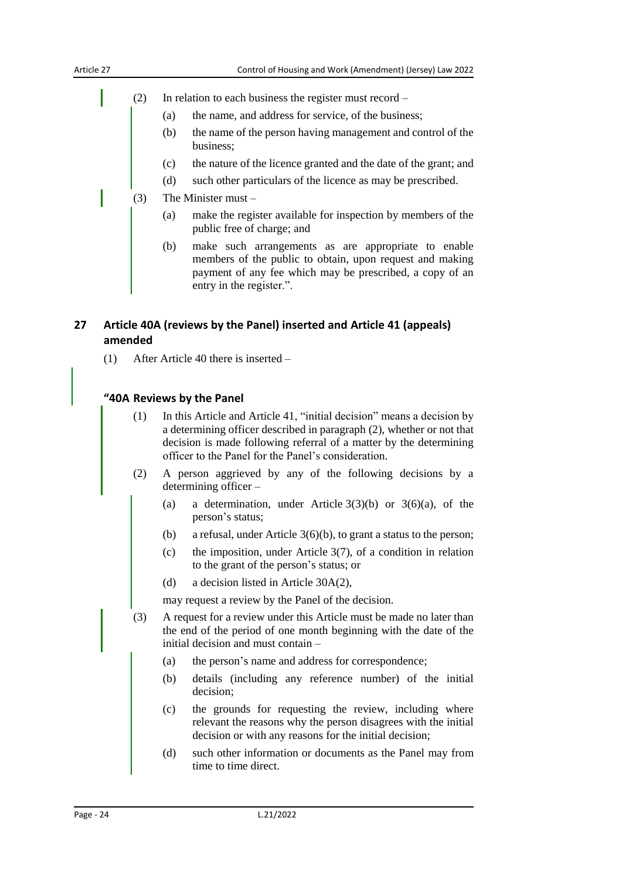(2) In relation to each business the register must record –

(a) the name, and address for service, of the business;

(b) the name of the person having management and control of the business;

(c) the nature of the licence granted and the date of the grant; and

(d) such other particulars of the licence as may be prescribed.

(3) The Minister must –

(a) make the register available for inspection by members of the public free of charge; and

(b) make such arrangements as are appropriate to enable members of the public to obtain, upon request and making payment of any fee which may be prescribed, a copy of an entry in the register.".

## 27 Article 40A (reviews by the Panel) inserted and Article 41 (appeals) amended

(1) After Article 40 there is inserted –

### "40A Reviews by the Panel

(1) In this Article and Article 41, "initial decision" means a decision by a determining officer described in paragraph (2), whether or not that decision is made following referral of a matter by the determining officer to the Panel for the Panel's consideration.

(2) A person aggrieved by any of the following decisions by a determining officer –

(a) a determination, under Article 3(3)(b) or 3(6)(a), of the person's status;

(b) a refusal, under Article 3(6)(b), to grant a status to the person;

(c) the imposition, under Article 3(7), of a condition in relation to the grant of the person's status; or

(d) a decision listed in Article 30A(2),

may request a review by the Panel of the decision.

(3) A request for a review under this Article must be made no later than the end of the period of one month beginning with the date of the initial decision and must contain –

(a) the person's name and address for correspondence;

(b) details (including any reference number) of the initial decision;

(c) the grounds for requesting the review, including where relevant the reasons why the person disagrees with the initial decision or with any reasons for the initial decision;

(d) such other information or documents as the Panel may from time to time direct.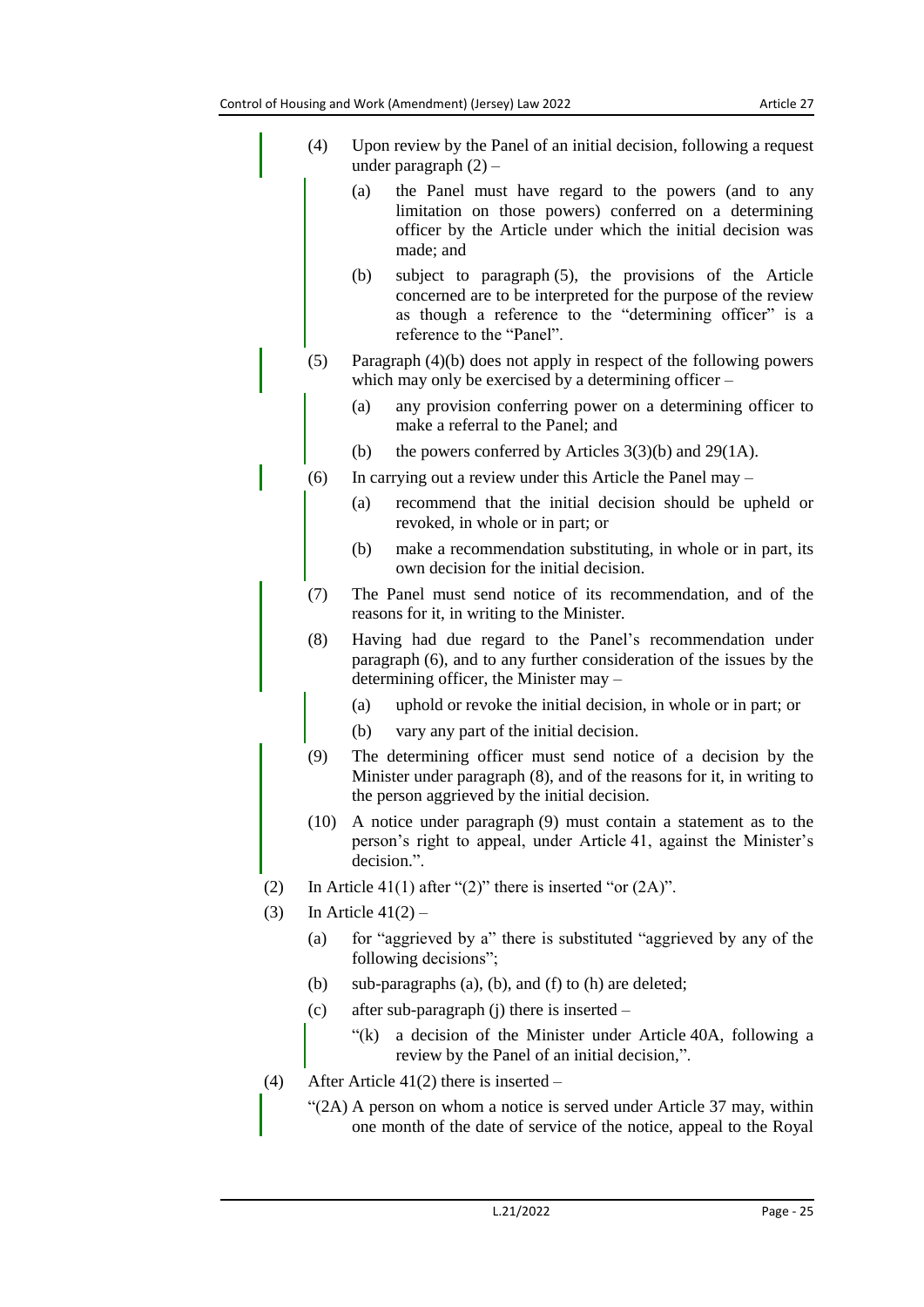(4) Upon review by the Panel of an initial decision, following a request under paragraph (2) –

(a) the Panel must have regard to the powers (and to any limitation on those powers) conferred on a determining officer by the Article under which the initial decision was made; and

(b) subject to paragraph (5), the provisions of the Article concerned are to be interpreted for the purpose of the review as though a reference to the "determining officer" is a reference to the "Panel".

(5) Paragraph (4)(b) does not apply in respect of the following powers which may only be exercised by a determining officer –

(a) any provision conferring power on a determining officer to make a referral to the Panel; and

(b) the powers conferred by Articles 3(3)(b) and 29(1A).

(6) In carrying out a review under this Article the Panel may –

(a) recommend that the initial decision should be upheld or revoked, in whole or in part; or

(b) make a recommendation substituting, in whole or in part, its own decision for the initial decision.

(7) The Panel must send notice of its recommendation, and of the reasons for it, in writing to the Minister.

(8) Having had due regard to the Panel's recommendation under paragraph (6), and to any further consideration of the issues by the determining officer, the Minister may –

(a) uphold or revoke the initial decision, in whole or in part; or

(b) vary any part of the initial decision.

(9) The determining officer must send notice of a decision by the Minister under paragraph (8), and of the reasons for it, in writing to the person aggrieved by the initial decision.

(10) A notice under paragraph (9) must contain a statement as to the person's right to appeal, under Article 41, against the Minister's decision.".

(2) In Article 41(1) after "(2)" there is inserted "or (2A)".

(3) In Article 41(2) –

(a) for "aggrieved by a" there is substituted "aggrieved by any of the following decisions";

(b) sub-paragraphs (a), (b), and (f) to (h) are deleted;

(c) after sub-paragraph (j) there is inserted –

"(k) a decision of the Minister under Article 40A, following a review by the Panel of an initial decision,".

(4) After Article 41(2) there is inserted –

"(2A) A person on whom a notice is served under Article 37 may, within one month of the date of service of the notice, appeal to the Royal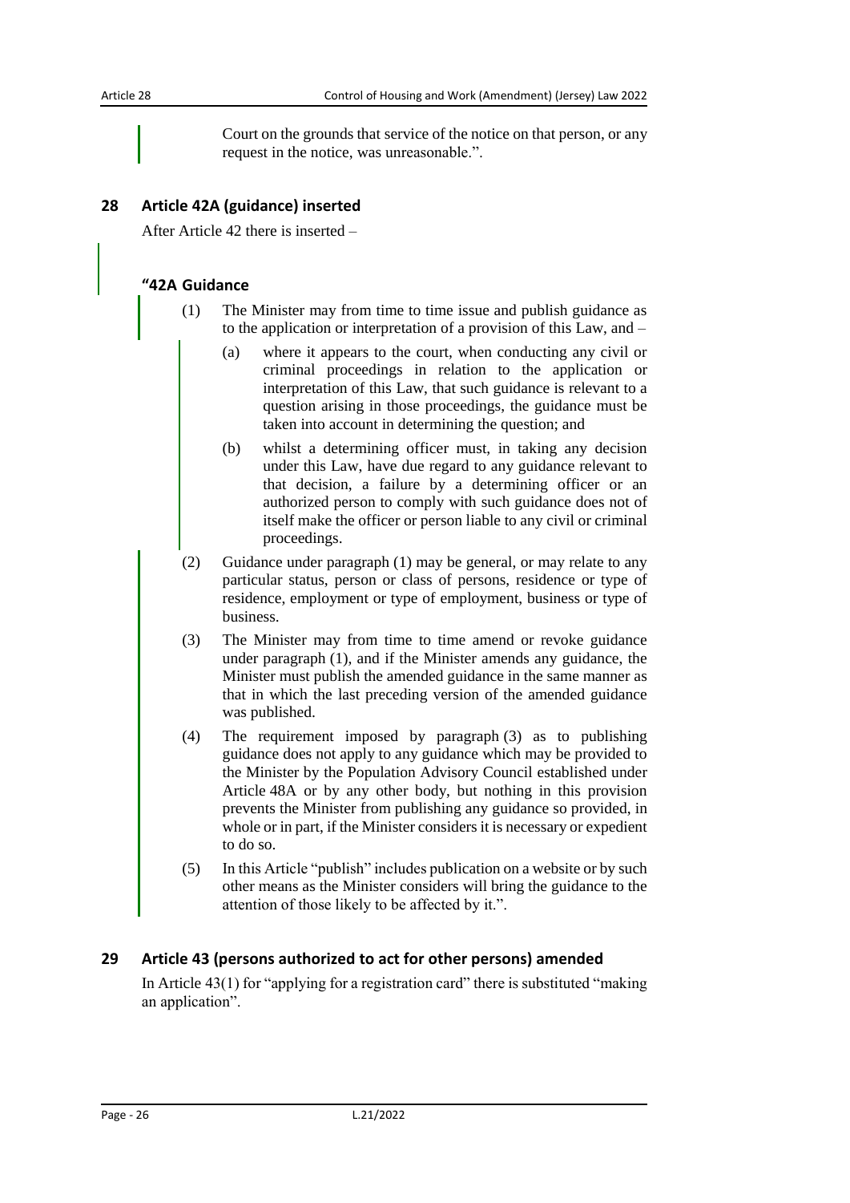Court on the grounds that service of the notice on that person, or any request in the notice, was unreasonable.".

## 28 Article 42A (guidance) inserted

After Article 42 there is inserted –

### "42A Guidance

(1) The Minister may from time to time issue and publish guidance as to the application or interpretation of a provision of this Law, and –

(a) where it appears to the court, when conducting any civil or criminal proceedings in relation to the application or interpretation of this Law, that such guidance is relevant to a question arising in those proceedings, the guidance must be taken into account in determining the question; and

(b) whilst a determining officer must, in taking any decision under this Law, have due regard to any guidance relevant to that decision, a failure by a determining officer or an authorized person to comply with such guidance does not of itself make the officer or person liable to any civil or criminal proceedings.

(2) Guidance under paragraph (1) may be general, or may relate to any particular status, person or class of persons, residence or type of residence, employment or type of employment, business or type of business.

(3) The Minister may from time to time amend or revoke guidance under paragraph (1), and if the Minister amends any guidance, the Minister must publish the amended guidance in the same manner as that in which the last preceding version of the amended guidance was published.

(4) The requirement imposed by paragraph (3) as to publishing guidance does not apply to any guidance which may be provided to the Minister by the Population Advisory Council established under Article 48A or by any other body, but nothing in this provision prevents the Minister from publishing any guidance so provided, in whole or in part, if the Minister considers it is necessary or expedient to do so.

(5) In this Article "publish" includes publication on a website or by such other means as the Minister considers will bring the guidance to the attention of those likely to be affected by it.".

## 29 Article 43 (persons authorized to act for other persons) amended

In Article 43(1) for "applying for a registration card" there is substituted "making an application".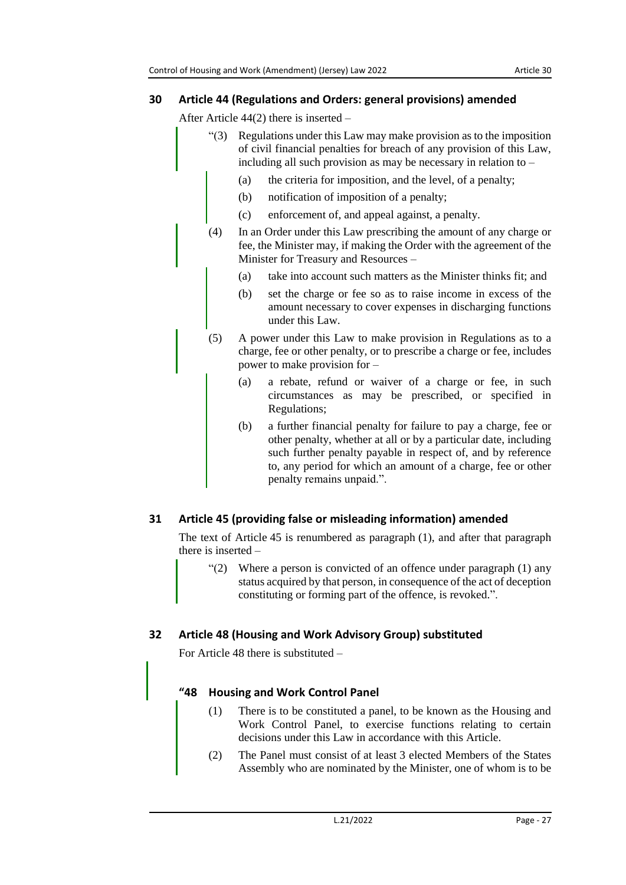## 30 Article 44 (Regulations and Orders: general provisions) amended

After Article 44(2) there is inserted –

"(3) Regulations under this Law may make provision as to the imposition of civil financial penalties for breach of any provision of this Law, including all such provision as may be necessary in relation to –

(a) the criteria for imposition, and the level, of a penalty;

(b) notification of imposition of a penalty;

(c) enforcement of, and appeal against, a penalty.

(4) In an Order under this Law prescribing the amount of any charge or fee, the Minister may, if making the Order with the agreement of the Minister for Treasury and Resources –

(a) take into account such matters as the Minister thinks fit; and

(b) set the charge or fee so as to raise income in excess of the amount necessary to cover expenses in discharging functions under this Law.

(5) A power under this Law to make provision in Regulations as to a charge, fee or other penalty, or to prescribe a charge or fee, includes power to make provision for –

(a) a rebate, refund or waiver of a charge or fee, in such circumstances as may be prescribed, or specified in Regulations;

(b) a further financial penalty for failure to pay a charge, fee or other penalty, whether at all or by a particular date, including such further penalty payable in respect of, and by reference to, any period for which an amount of a charge, fee or other penalty remains unpaid.".

## 31 Article 45 (providing false or misleading information) amended

The text of Article 45 is renumbered as paragraph (1), and after that paragraph there is inserted –

"(2) Where a person is convicted of an offence under paragraph (1) any status acquired by that person, in consequence of the act of deception constituting or forming part of the offence, is revoked.".

## 32 Article 48 (Housing and Work Advisory Group) substituted

For Article 48 there is substituted –

### "48 Housing and Work Control Panel

(1) There is to be constituted a panel, to be known as the Housing and Work Control Panel, to exercise functions relating to certain decisions under this Law in accordance with this Article.

(2) The Panel must consist of at least 3 elected Members of the States Assembly who are nominated by the Minister, one of whom is to be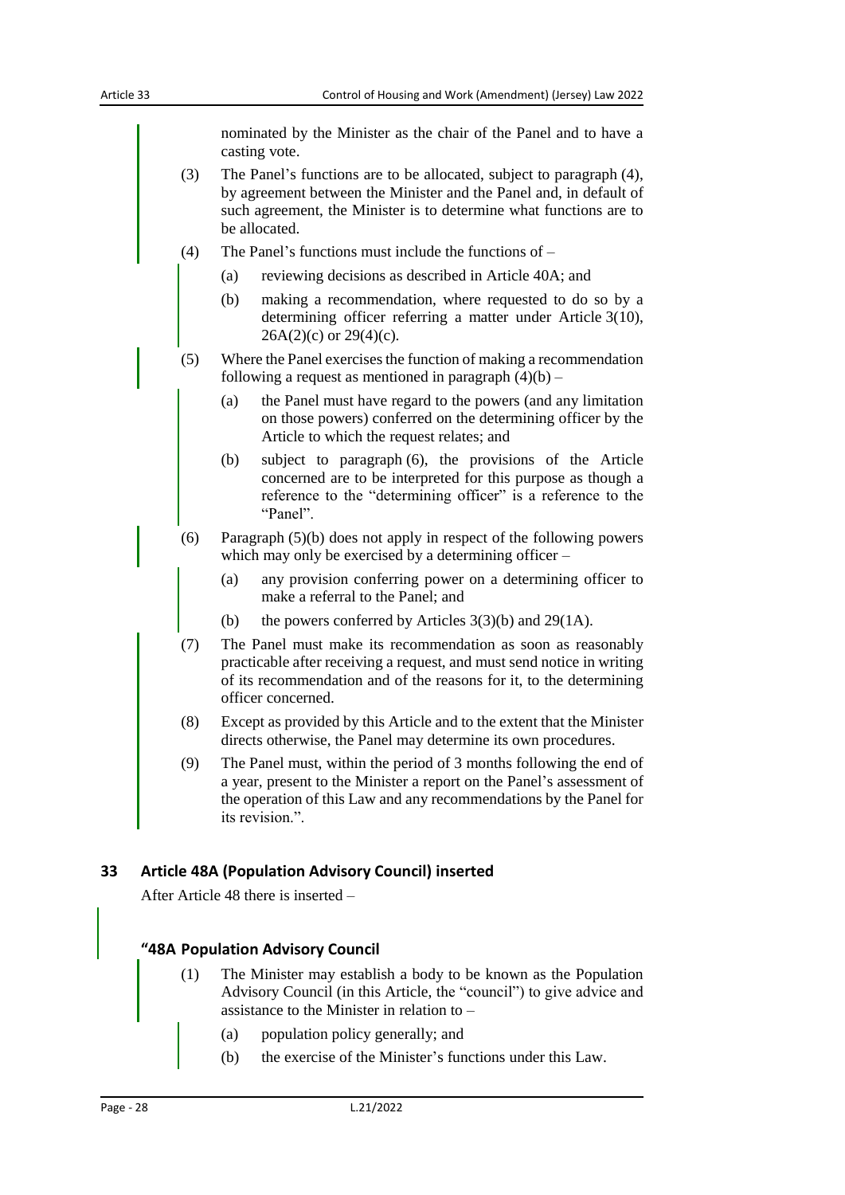nominated by the Minister as the chair of the Panel and to have a casting vote.

(3) The Panel's functions are to be allocated, subject to paragraph (4), by agreement between the Minister and the Panel and, in default of such agreement, the Minister is to determine what functions are to be allocated.

(4) The Panel's functions must include the functions of –

  (a) reviewing decisions as described in Article 40A; and

  (b) making a recommendation, where requested to do so by a determining officer referring a matter under Article 3(10), 26A(2)(c) or 29(4)(c).

(5) Where the Panel exercises the function of making a recommendation following a request as mentioned in paragraph (4)(b) –

  (a) the Panel must have regard to the powers (and any limitation on those powers) conferred on the determining officer by the Article to which the request relates; and

  (b) subject to paragraph (6), the provisions of the Article concerned are to be interpreted for this purpose as though a reference to the "determining officer" is a reference to the "Panel".

(6) Paragraph (5)(b) does not apply in respect of the following powers which may only be exercised by a determining officer –

  (a) any provision conferring power on a determining officer to make a referral to the Panel; and

  (b) the powers conferred by Articles 3(3)(b) and 29(1A).

(7) The Panel must make its recommendation as soon as reasonably practicable after receiving a request, and must send notice in writing of its recommendation and of the reasons for it, to the determining officer concerned.

(8) Except as provided by this Article and to the extent that the Minister directs otherwise, the Panel may determine its own procedures.

(9) The Panel must, within the period of 3 months following the end of a year, present to the Minister a report on the Panel's assessment of the operation of this Law and any recommendations by the Panel for its revision.".

## 33 Article 48A (Population Advisory Council) inserted

After Article 48 there is inserted –

### "48A Population Advisory Council

(1) The Minister may establish a body to be known as the Population Advisory Council (in this Article, the "council") to give advice and assistance to the Minister in relation to –

  (a) population policy generally; and

  (b) the exercise of the Minister's functions under this Law.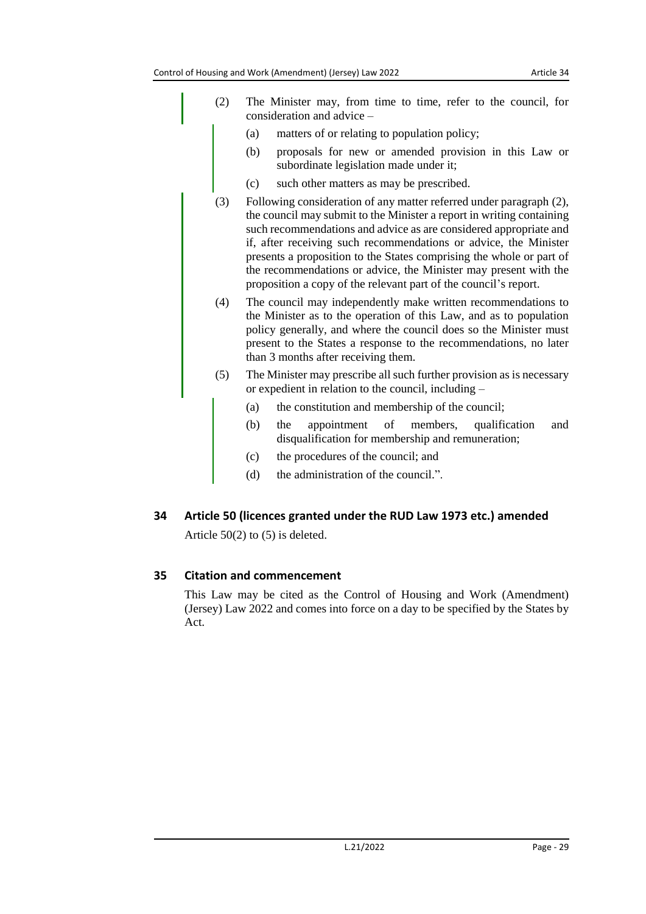(2) The Minister may, from time to time, refer to the council, for consideration and advice –

(a) matters of or relating to population policy;

(b) proposals for new or amended provision in this Law or subordinate legislation made under it;

(c) such other matters as may be prescribed.

(3) Following consideration of any matter referred under paragraph (2), the council may submit to the Minister a report in writing containing such recommendations and advice as are considered appropriate and if, after receiving such recommendations or advice, the Minister presents a proposition to the States comprising the whole or part of the recommendations or advice, the Minister may present with the proposition a copy of the relevant part of the council's report.

(4) The council may independently make written recommendations to the Minister as to the operation of this Law, and as to population policy generally, and where the council does so the Minister must present to the States a response to the recommendations, no later than 3 months after receiving them.

(5) The Minister may prescribe all such further provision as is necessary or expedient in relation to the council, including –

(a) the constitution and membership of the council;

(b) the appointment of members, qualification and disqualification for membership and remuneration;

(c) the procedures of the council; and

(d) the administration of the council.".

## 34 Article 50 (licences granted under the RUD Law 1973 etc.) amended

Article 50(2) to (5) is deleted.

## 35 Citation and commencement

This Law may be cited as the Control of Housing and Work (Amendment) (Jersey) Law 2022 and comes into force on a day to be specified by the States by Act.